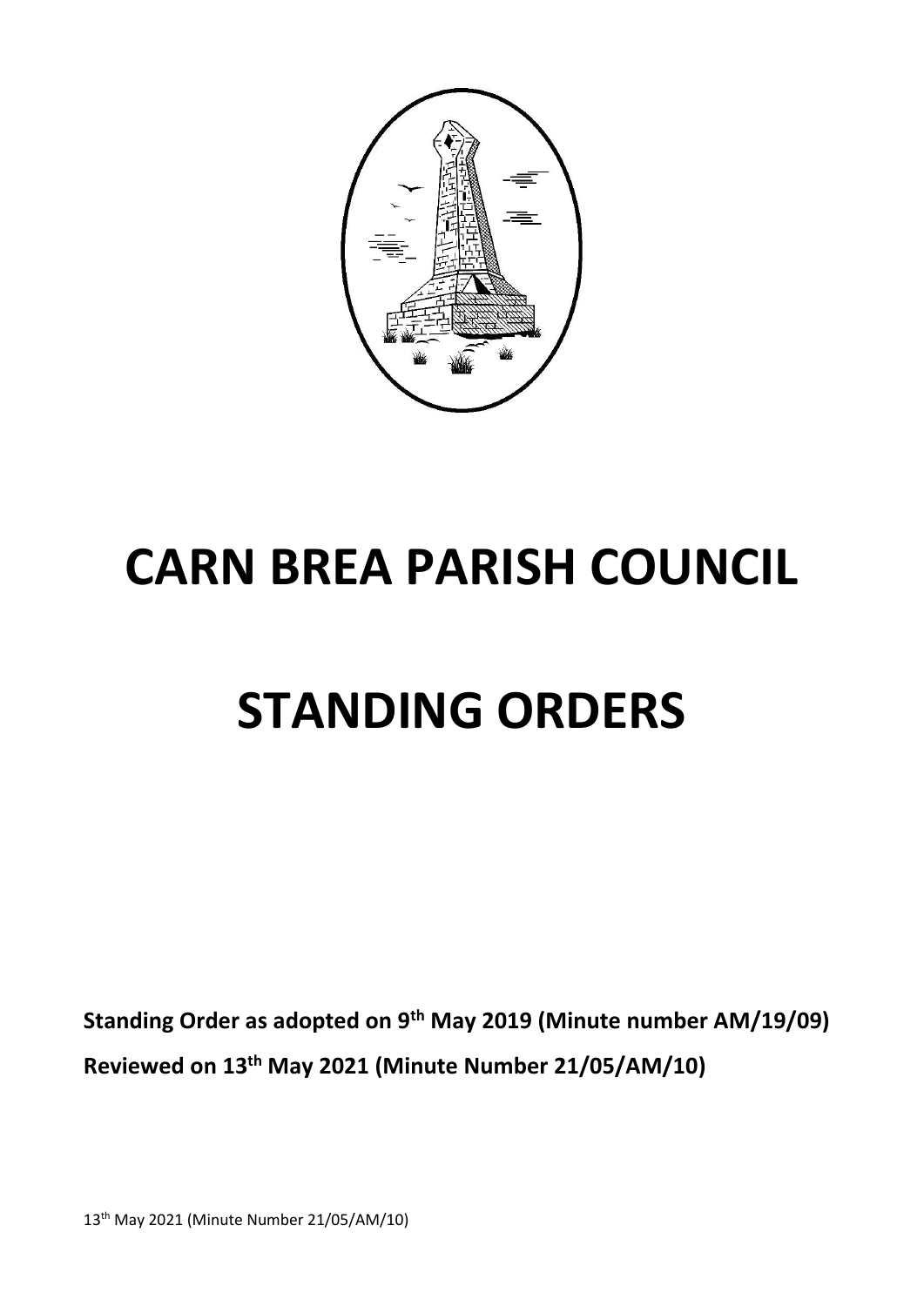# CARN BREA PARISH COUNCIL

# STANDING ORDERS

**Standing Order as adopted on 9th May 2019 (Minute number AM/19/09)**

**Reviewed on 13th May 2021 (Minute Number 21/05/AM/10)**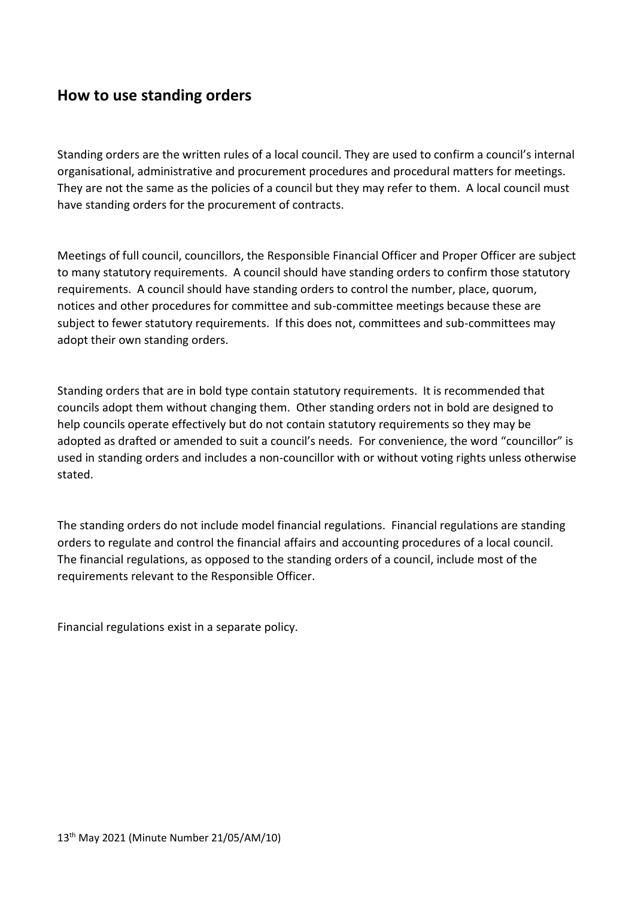## How to use standing orders

Standing orders are the written rules of a local council. They are used to confirm a council's internal organisational, administrative and procurement procedures and procedural matters for meetings. They are not the same as the policies of a council but they may refer to them. A local council must have standing orders for the procurement of contracts.

Meetings of full council, councillors, the Responsible Financial Officer and Proper Officer are subject to many statutory requirements. A council should have standing orders to confirm those statutory requirements. A council should have standing orders to control the number, place, quorum, notices and other procedures for committee and sub-committee meetings because these are subject to fewer statutory requirements. If this does not, committees and sub-committees may adopt their own standing orders.

Standing orders that are in bold type contain statutory requirements. It is recommended that councils adopt them without changing them. Other standing orders not in bold are designed to help councils operate effectively but do not contain statutory requirements so they may be adopted as drafted or amended to suit a council's needs. For convenience, the word "councillor" is used in standing orders and includes a non-councillor with or without voting rights unless otherwise stated.

The standing orders do not include model financial regulations. Financial regulations are standing orders to regulate and control the financial affairs and accounting procedures of a local council. The financial regulations, as opposed to the standing orders of a council, include most of the requirements relevant to the Responsible Officer.

Financial regulations exist in a separate policy.

13th May 2021 (Minute Number 21/05/AM/10)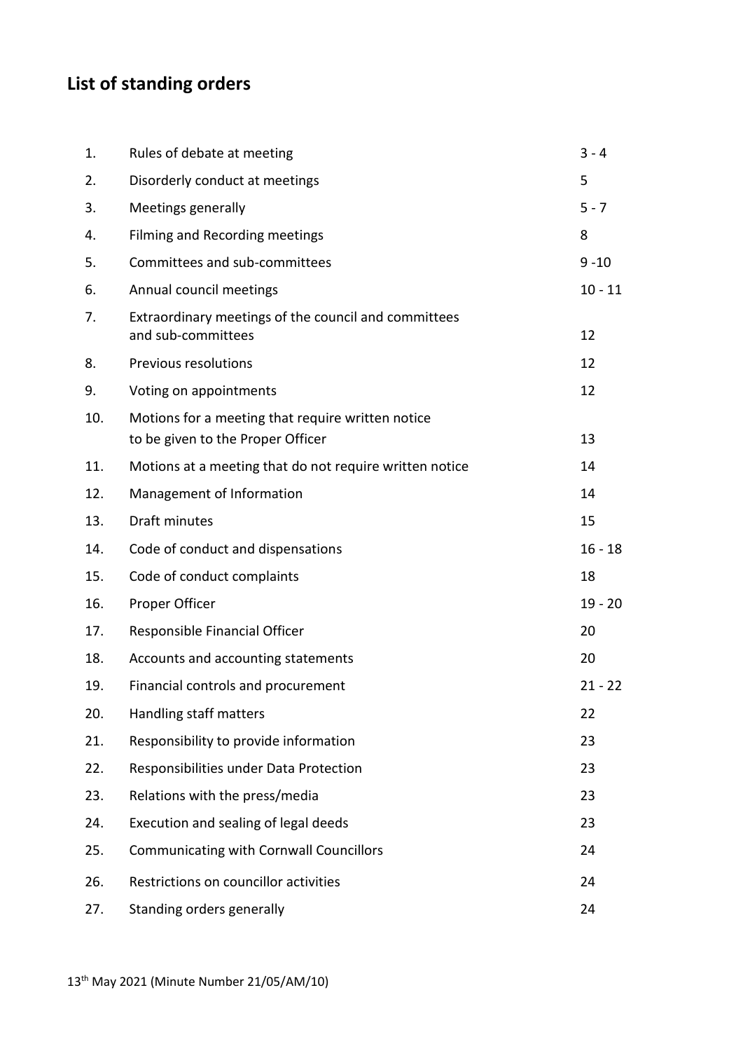## List of standing orders

| | | |
|---|---|---|
| 1. | Rules of debate at meeting | 3 - 4 |
| 2. | Disorderly conduct at meetings | 5 |
| 3. | Meetings generally | 5 - 7 |
| 4. | Filming and Recording meetings | 8 |
| 5. | Committees and sub-committees | 9 -10 |
| 6. | Annual council meetings | 10 - 11 |
| 7. | Extraordinary meetings of the council and committees and sub-committees | 12 |
| 8. | Previous resolutions | 12 |
| 9. | Voting on appointments | 12 |
| 10. | Motions for a meeting that require written notice to be given to the Proper Officer | 13 |
| 11. | Motions at a meeting that do not require written notice | 14 |
| 12. | Management of Information | 14 |
| 13. | Draft minutes | 15 |
| 14. | Code of conduct and dispensations | 16 - 18 |
| 15. | Code of conduct complaints | 18 |
| 16. | Proper Officer | 19 - 20 |
| 17. | Responsible Financial Officer | 20 |
| 18. | Accounts and accounting statements | 20 |
| 19. | Financial controls and procurement | 21 - 22 |
| 20. | Handling staff matters | 22 |
| 21. | Responsibility to provide information | 23 |
| 22. | Responsibilities under Data Protection | 23 |
| 23. | Relations with the press/media | 23 |
| 24. | Execution and sealing of legal deeds | 23 |
| 25. | Communicating with Cornwall Councillors | 24 |
| 26. | Restrictions on councillor activities | 24 |
| 27. | Standing orders generally | 24 |

13th May 2021 (Minute Number 21/05/AM/10)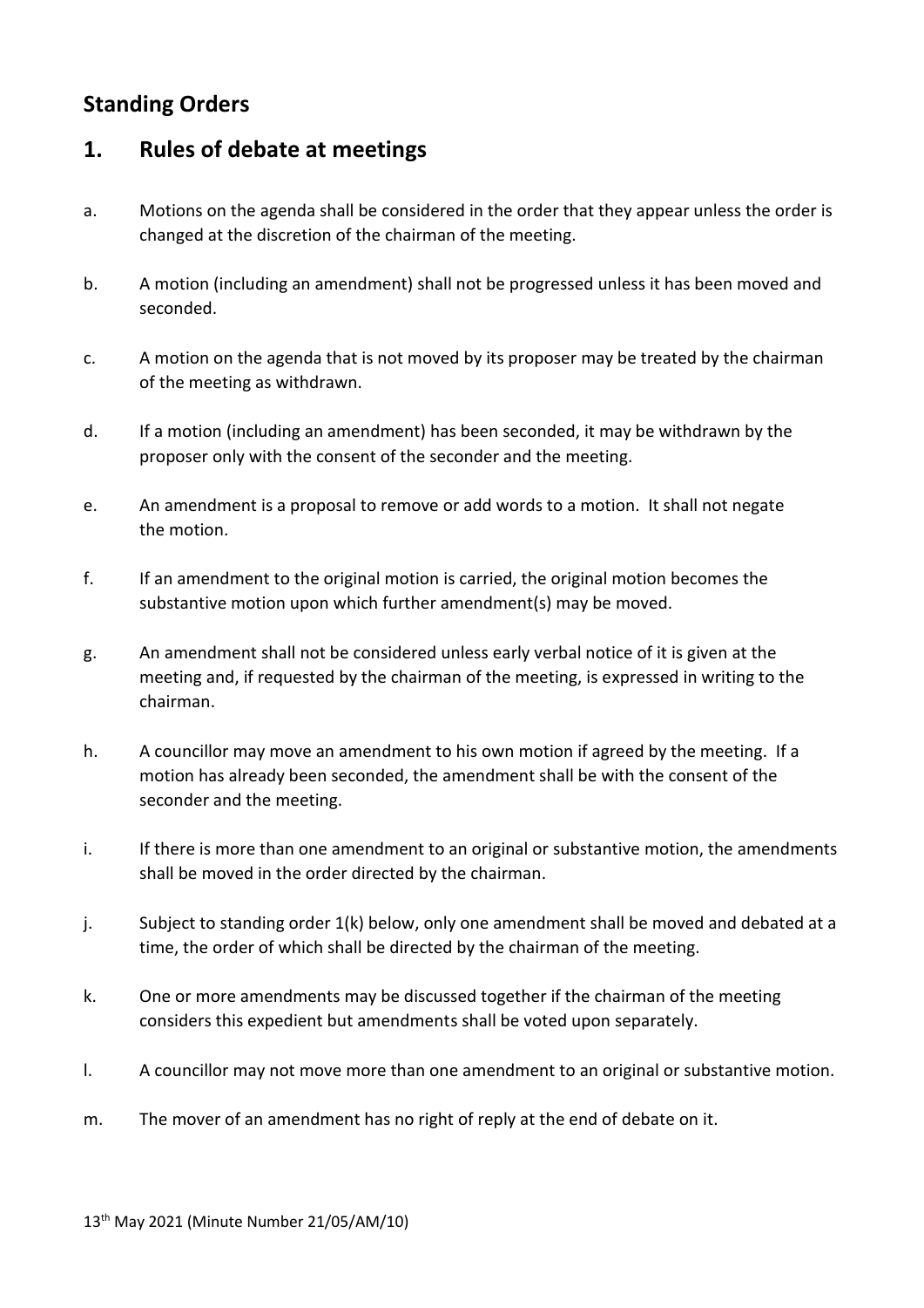## Standing Orders

## 1. Rules of debate at meetings

a. Motions on the agenda shall be considered in the order that they appear unless the order is changed at the discretion of the chairman of the meeting.

b. A motion (including an amendment) shall not be progressed unless it has been moved and seconded.

c. A motion on the agenda that is not moved by its proposer may be treated by the chairman of the meeting as withdrawn.

d. If a motion (including an amendment) has been seconded, it may be withdrawn by the proposer only with the consent of the seconder and the meeting.

e. An amendment is a proposal to remove or add words to a motion. It shall not negate the motion.

f. If an amendment to the original motion is carried, the original motion becomes the substantive motion upon which further amendment(s) may be moved.

g. An amendment shall not be considered unless early verbal notice of it is given at the meeting and, if requested by the chairman of the meeting, is expressed in writing to the chairman.

h. A councillor may move an amendment to his own motion if agreed by the meeting. If a motion has already been seconded, the amendment shall be with the consent of the seconder and the meeting.

i. If there is more than one amendment to an original or substantive motion, the amendments shall be moved in the order directed by the chairman.

j. Subject to standing order 1(k) below, only one amendment shall be moved and debated at a time, the order of which shall be directed by the chairman of the meeting.

k. One or more amendments may be discussed together if the chairman of the meeting considers this expedient but amendments shall be voted upon separately.

l. A councillor may not move more than one amendment to an original or substantive motion.

m. The mover of an amendment has no right of reply at the end of debate on it.

13th May 2021 (Minute Number 21/05/AM/10)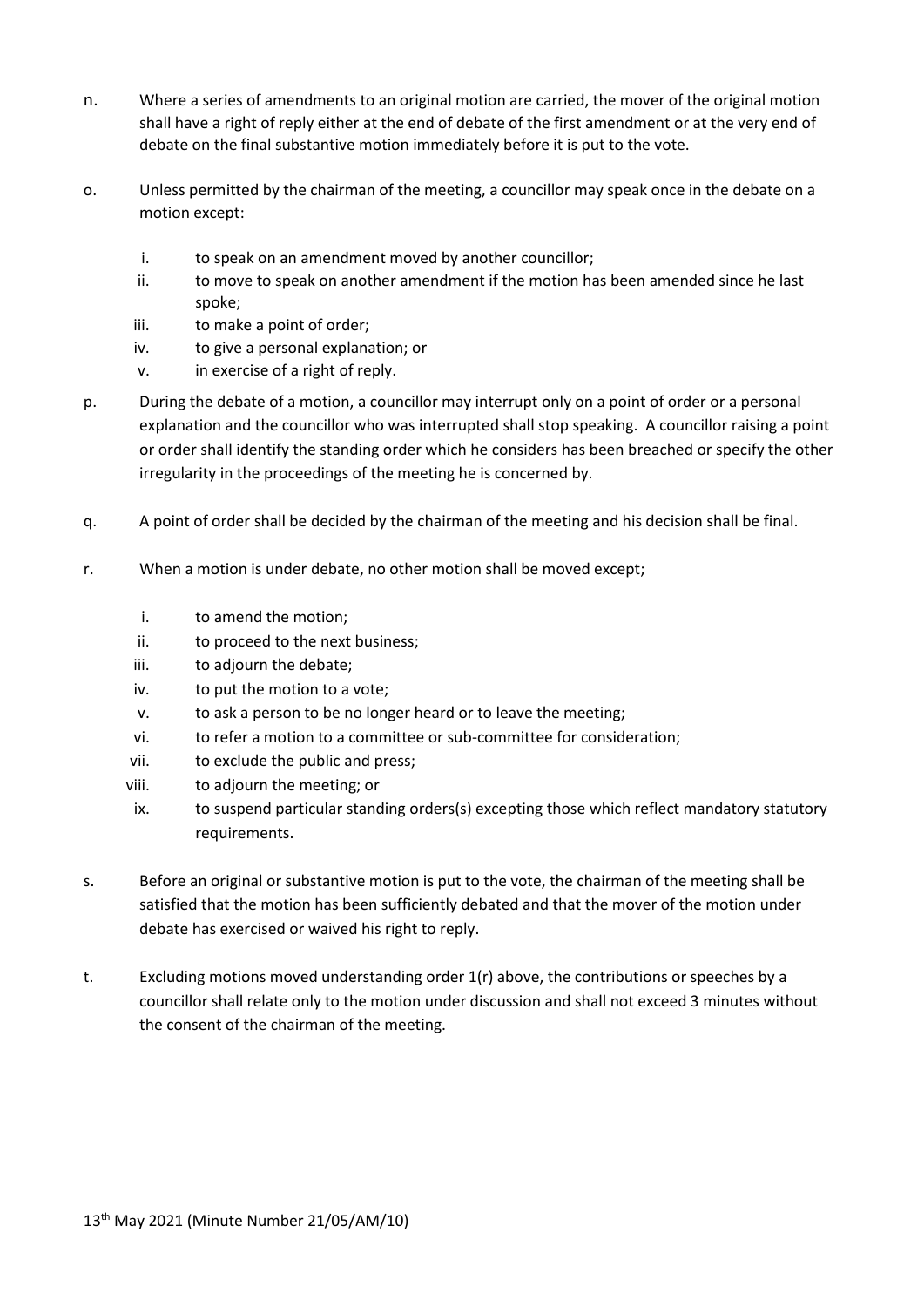n. Where a series of amendments to an original motion are carried, the mover of the original motion shall have a right of reply either at the end of debate of the first amendment or at the very end of debate on the final substantive motion immediately before it is put to the vote.

o. Unless permitted by the chairman of the meeting, a councillor may speak once in the debate on a motion except:

   i. to speak on an amendment moved by another councillor;
   ii. to move to speak on another amendment if the motion has been amended since he last spoke;
   iii. to make a point of order;
   iv. to give a personal explanation; or
   v. in exercise of a right of reply.

p. During the debate of a motion, a councillor may interrupt only on a point of order or a personal explanation and the councillor who was interrupted shall stop speaking. A councillor raising a point or order shall identify the standing order which he considers has been breached or specify the other irregularity in the proceedings of the meeting he is concerned by.

q. A point of order shall be decided by the chairman of the meeting and his decision shall be final.

r. When a motion is under debate, no other motion shall be moved except;

   i. to amend the motion;
   ii. to proceed to the next business;
   iii. to adjourn the debate;
   iv. to put the motion to a vote;
   v. to ask a person to be no longer heard or to leave the meeting;
   vi. to refer a motion to a committee or sub-committee for consideration;
   vii. to exclude the public and press;
   viii. to adjourn the meeting; or
   ix. to suspend particular standing orders(s) excepting those which reflect mandatory statutory requirements.

s. Before an original or substantive motion is put to the vote, the chairman of the meeting shall be satisfied that the motion has been sufficiently debated and that the mover of the motion under debate has exercised or waived his right to reply.

t. Excluding motions moved understanding order 1(r) above, the contributions or speeches by a councillor shall relate only to the motion under discussion and shall not exceed 3 minutes without the consent of the chairman of the meeting.

13th May 2021 (Minute Number 21/05/AM/10)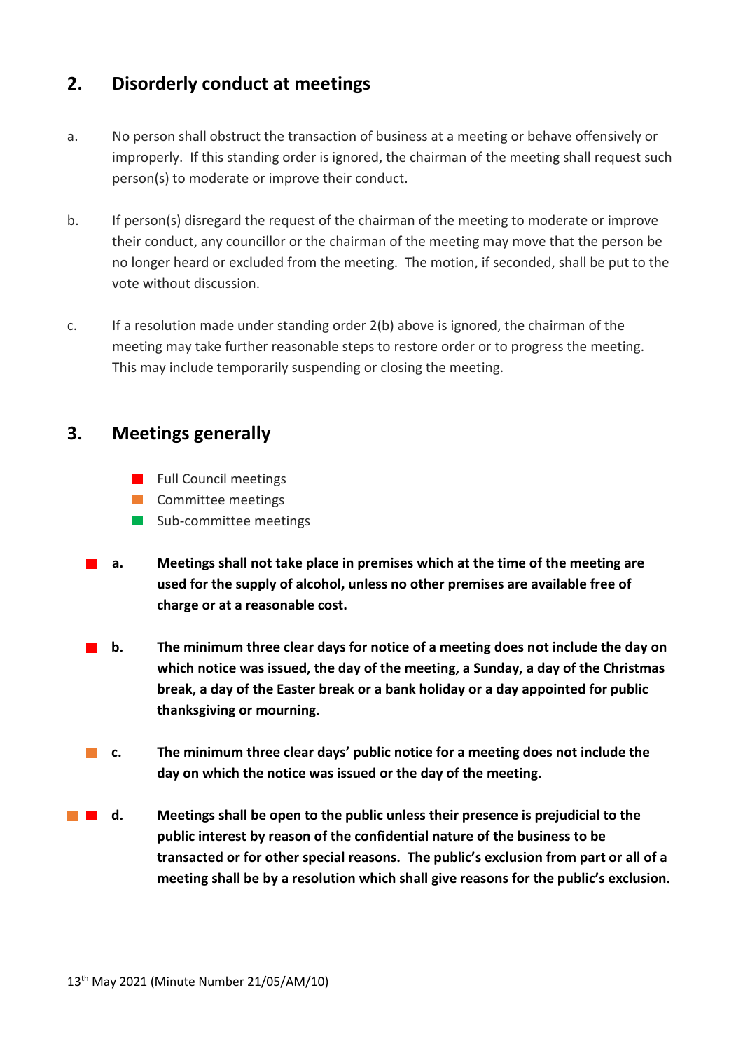## 2. Disorderly conduct at meetings

a. No person shall obstruct the transaction of business at a meeting or behave offensively or improperly. If this standing order is ignored, the chairman of the meeting shall request such person(s) to moderate or improve their conduct.

b. If person(s) disregard the request of the chairman of the meeting to moderate or improve their conduct, any councillor or the chairman of the meeting may move that the person be no longer heard or excluded from the meeting. The motion, if seconded, shall be put to the vote without discussion.

c. If a resolution made under standing order 2(b) above is ignored, the chairman of the meeting may take further reasonable steps to restore order or to progress the meeting. This may include temporarily suspending or closing the meeting.

## 3. Meetings generally

- Full Council meetings (red)
- Committee meetings (orange)
- Sub-committee meetings (green)

(red) a. **Meetings shall not take place in premises which at the time of the meeting are used for the supply of alcohol, unless no other premises are available free of charge or at a reasonable cost.**

(red) b. **The minimum three clear days for notice of a meeting does not include the day on which notice was issued, the day of the meeting, a Sunday, a day of the Christmas break, a day of the Easter break or a bank holiday or a day appointed for public thanksgiving or mourning.**

(orange) c. **The minimum three clear days' public notice for a meeting does not include the day on which the notice was issued or the day of the meeting.**

(orange) (red) d. **Meetings shall be open to the public unless their presence is prejudicial to the public interest by reason of the confidential nature of the business to be transacted or for other special reasons. The public's exclusion from part or all of a meeting shall be by a resolution which shall give reasons for the public's exclusion.**

13th May 2021 (Minute Number 21/05/AM/10)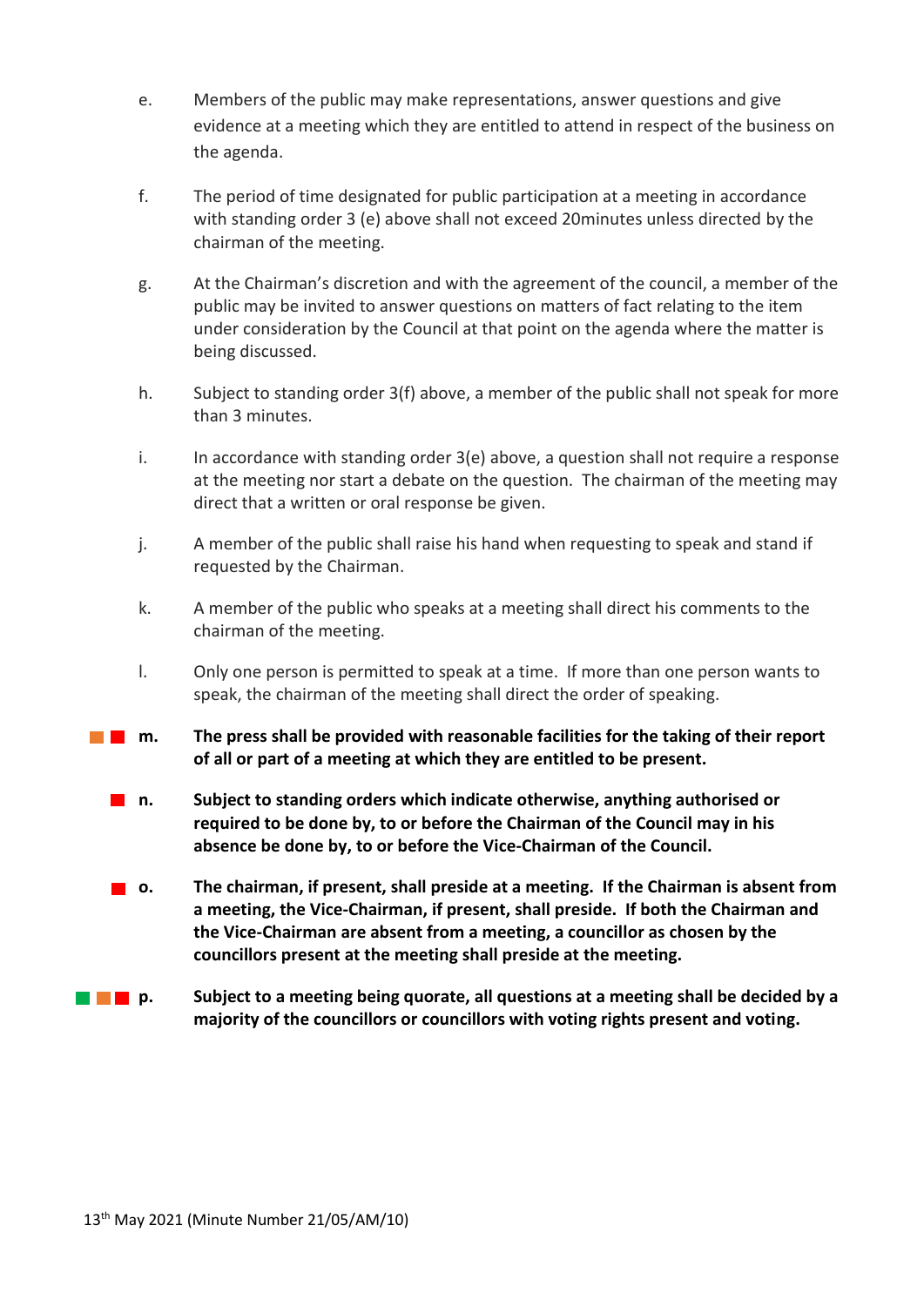e. Members of the public may make representations, answer questions and give evidence at a meeting which they are entitled to attend in respect of the business on the agenda.

f. The period of time designated for public participation at a meeting in accordance with standing order 3 (e) above shall not exceed 20minutes unless directed by the chairman of the meeting.

g. At the Chairman's discretion and with the agreement of the council, a member of the public may be invited to answer questions on matters of fact relating to the item under consideration by the Council at that point on the agenda where the matter is being discussed.

h. Subject to standing order 3(f) above, a member of the public shall not speak for more than 3 minutes.

i. In accordance with standing order 3(e) above, a question shall not require a response at the meeting nor start a debate on the question. The chairman of the meeting may direct that a written or oral response be given.

j. A member of the public shall raise his hand when requesting to speak and stand if requested by the Chairman.

k. A member of the public who speaks at a meeting shall direct his comments to the chairman of the meeting.

l. Only one person is permitted to speak at a time. If more than one person wants to speak, the chairman of the meeting shall direct the order of speaking.

**m. The press shall be provided with reasonable facilities for the taking of their report of all or part of a meeting at which they are entitled to be present.**

**n. Subject to standing orders which indicate otherwise, anything authorised or required to be done by, to or before the Chairman of the Council may in his absence be done by, to or before the Vice-Chairman of the Council.**

**o. The chairman, if present, shall preside at a meeting. If the Chairman is absent from a meeting, the Vice-Chairman, if present, shall preside. If both the Chairman and the Vice-Chairman are absent from a meeting, a councillor as chosen by the councillors present at the meeting shall preside at the meeting.**

**p. Subject to a meeting being quorate, all questions at a meeting shall be decided by a majority of the councillors or councillors with voting rights present and voting.**

13th May 2021 (Minute Number 21/05/AM/10)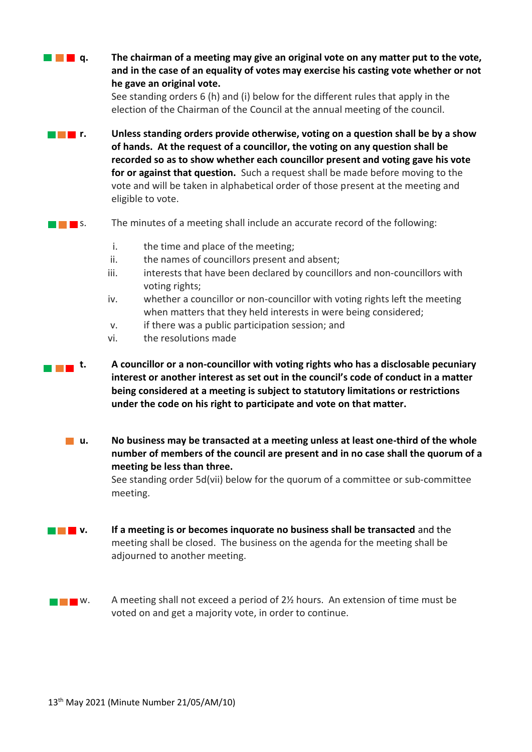q. **The chairman of a meeting may give an original vote on any matter put to the vote, and in the case of an equality of votes may exercise his casting vote whether or not he gave an original vote.**
See standing orders 6 (h) and (i) below for the different rules that apply in the election of the Chairman of the Council at the annual meeting of the council.

r. **Unless standing orders provide otherwise, voting on a question shall be by a show of hands. At the request of a councillor, the voting on any question shall be recorded so as to show whether each councillor present and voting gave his vote for or against that question.** Such a request shall be made before moving to the vote and will be taken in alphabetical order of those present at the meeting and eligible to vote.

s. The minutes of a meeting shall include an accurate record of the following:

i. the time and place of the meeting;
ii. the names of councillors present and absent;
iii. interests that have been declared by councillors and non-councillors with voting rights;
iv. whether a councillor or non-councillor with voting rights left the meeting when matters that they held interests in were being considered;
v. if there was a public participation session; and
vi. the resolutions made

t. **A councillor or a non-councillor with voting rights who has a disclosable pecuniary interest or another interest as set out in the council's code of conduct in a matter being considered at a meeting is subject to statutory limitations or restrictions under the code on his right to participate and vote on that matter.**

u. **No business may be transacted at a meeting unless at least one-third of the whole number of members of the council are present and in no case shall the quorum of a meeting be less than three.**
See standing order 5d(vii) below for the quorum of a committee or sub-committee meeting.

v. **If a meeting is or becomes inquorate no business shall be transacted** and the meeting shall be closed. The business on the agenda for the meeting shall be adjourned to another meeting.

w. A meeting shall not exceed a period of 2½ hours. An extension of time must be voted on and get a majority vote, in order to continue.

13th May 2021 (Minute Number 21/05/AM/10)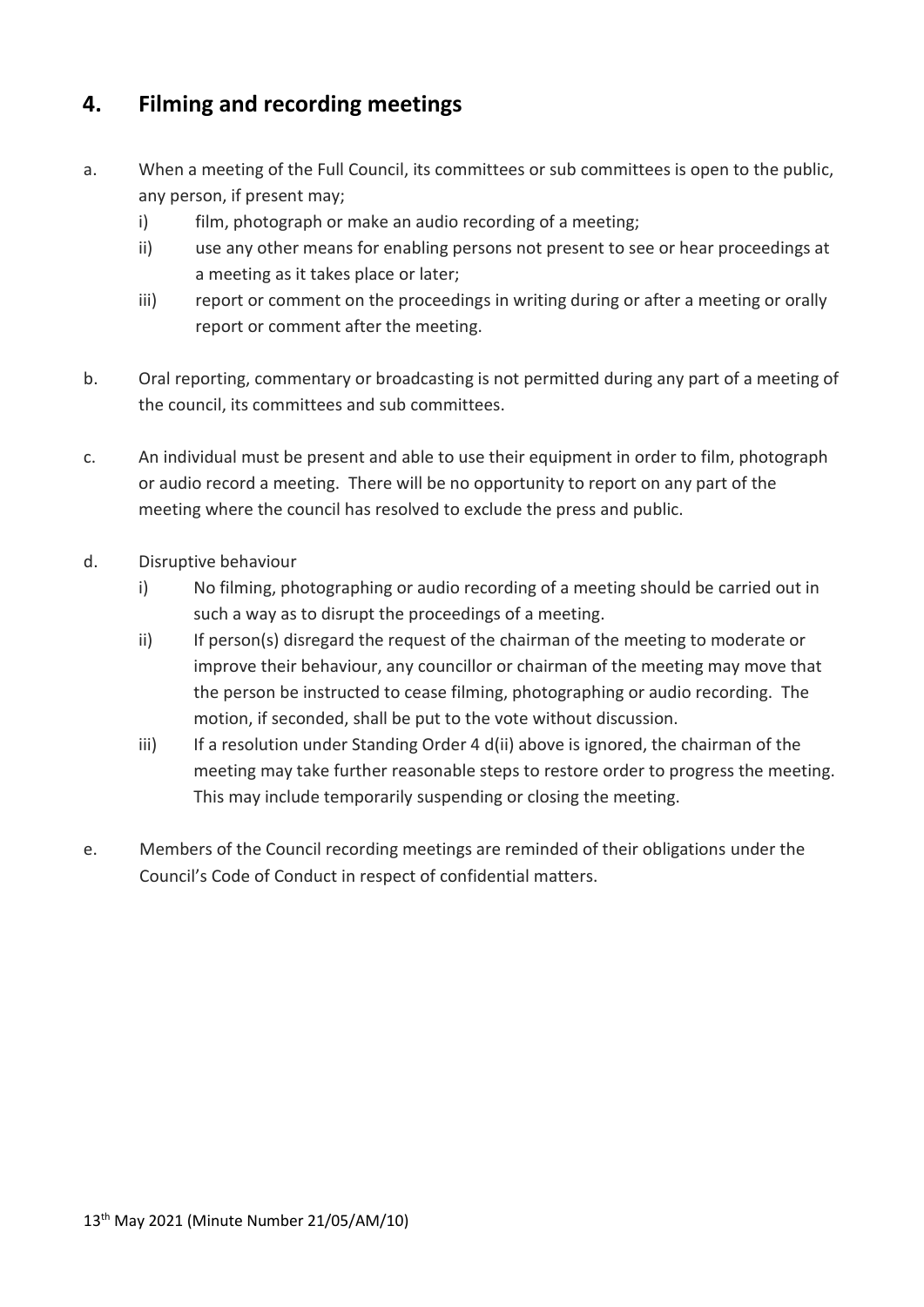## 4. Filming and recording meetings

a. When a meeting of the Full Council, its committees or sub committees is open to the public, any person, if present may;

   i) film, photograph or make an audio recording of a meeting;

   ii) use any other means for enabling persons not present to see or hear proceedings at a meeting as it takes place or later;

   iii) report or comment on the proceedings in writing during or after a meeting or orally report or comment after the meeting.

b. Oral reporting, commentary or broadcasting is not permitted during any part of a meeting of the council, its committees and sub committees.

c. An individual must be present and able to use their equipment in order to film, photograph or audio record a meeting. There will be no opportunity to report on any part of the meeting where the council has resolved to exclude the press and public.

d. Disruptive behaviour

   i) No filming, photographing or audio recording of a meeting should be carried out in such a way as to disrupt the proceedings of a meeting.

   ii) If person(s) disregard the request of the chairman of the meeting to moderate or improve their behaviour, any councillor or chairman of the meeting may move that the person be instructed to cease filming, photographing or audio recording. The motion, if seconded, shall be put to the vote without discussion.

   iii) If a resolution under Standing Order 4 d(ii) above is ignored, the chairman of the meeting may take further reasonable steps to restore order to progress the meeting. This may include temporarily suspending or closing the meeting.

e. Members of the Council recording meetings are reminded of their obligations under the Council's Code of Conduct in respect of confidential matters.

13th May 2021 (Minute Number 21/05/AM/10)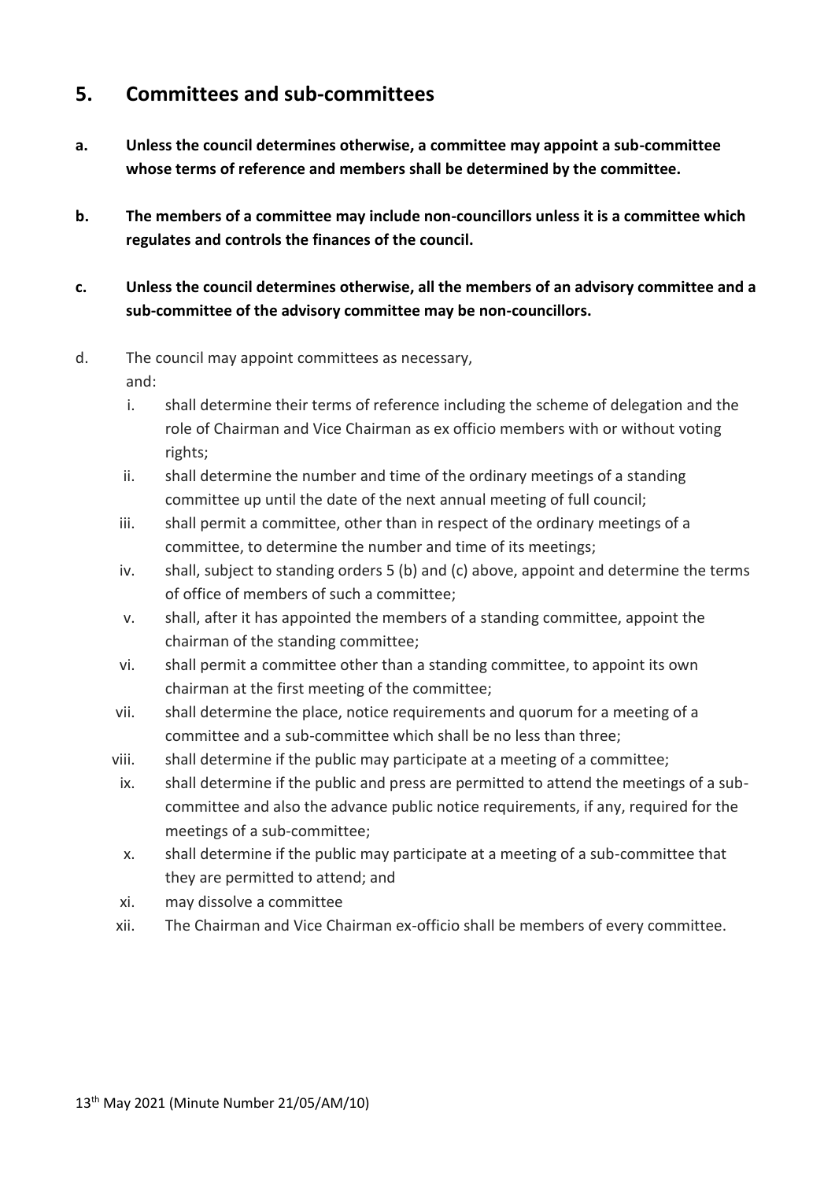## 5. Committees and sub-committees

**a. Unless the council determines otherwise, a committee may appoint a sub-committee whose terms of reference and members shall be determined by the committee.**

**b. The members of a committee may include non-councillors unless it is a committee which regulates and controls the finances of the council.**

**c. Unless the council determines otherwise, all the members of an advisory committee and a sub-committee of the advisory committee may be non-councillors.**

d. The council may appoint committees as necessary, and:

i. shall determine their terms of reference including the scheme of delegation and the role of Chairman and Vice Chairman as ex officio members with or without voting rights;

ii. shall determine the number and time of the ordinary meetings of a standing committee up until the date of the next annual meeting of full council;

iii. shall permit a committee, other than in respect of the ordinary meetings of a committee, to determine the number and time of its meetings;

iv. shall, subject to standing orders 5 (b) and (c) above, appoint and determine the terms of office of members of such a committee;

v. shall, after it has appointed the members of a standing committee, appoint the chairman of the standing committee;

vi. shall permit a committee other than a standing committee, to appoint its own chairman at the first meeting of the committee;

vii. shall determine the place, notice requirements and quorum for a meeting of a committee and a sub-committee which shall be no less than three;

viii. shall determine if the public may participate at a meeting of a committee;

ix. shall determine if the public and press are permitted to attend the meetings of a sub-committee and also the advance public notice requirements, if any, required for the meetings of a sub-committee;

x. shall determine if the public may participate at a meeting of a sub-committee that they are permitted to attend; and

xi. may dissolve a committee

xii. The Chairman and Vice Chairman ex-officio shall be members of every committee.

13th May 2021 (Minute Number 21/05/AM/10)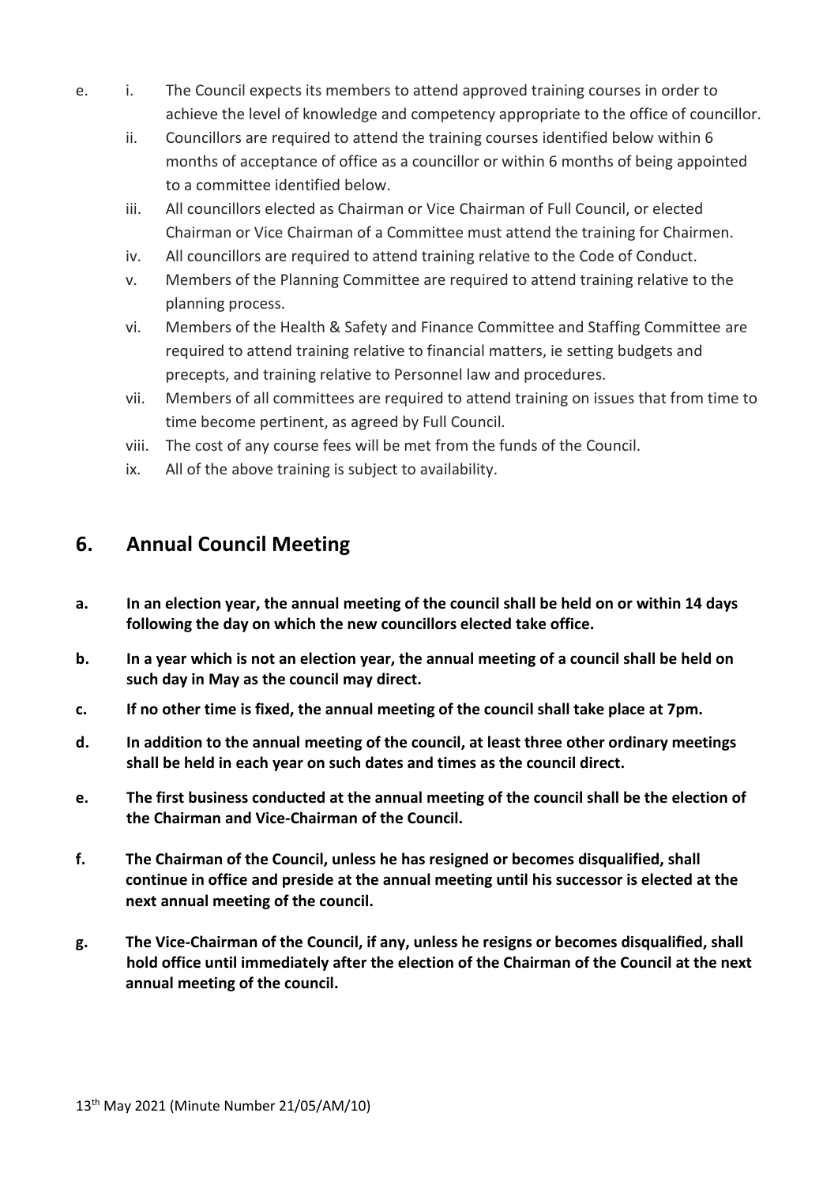e. i. The Council expects its members to attend approved training courses in order to achieve the level of knowledge and competency appropriate to the office of councillor.

   ii. Councillors are required to attend the training courses identified below within 6 months of acceptance of office as a councillor or within 6 months of being appointed to a committee identified below.

   iii. All councillors elected as Chairman or Vice Chairman of Full Council, or elected Chairman or Vice Chairman of a Committee must attend the training for Chairmen.

   iv. All councillors are required to attend training relative to the Code of Conduct.

   v. Members of the Planning Committee are required to attend training relative to the planning process.

   vi. Members of the Health & Safety and Finance Committee and Staffing Committee are required to attend training relative to financial matters, ie setting budgets and precepts, and training relative to Personnel law and procedures.

   vii. Members of all committees are required to attend training on issues that from time to time become pertinent, as agreed by Full Council.

   viii. The cost of any course fees will be met from the funds of the Council.

   ix. All of the above training is subject to availability.

## 6. Annual Council Meeting

**a. In an election year, the annual meeting of the council shall be held on or within 14 days following the day on which the new councillors elected take office.**

**b. In a year which is not an election year, the annual meeting of a council shall be held on such day in May as the council may direct.**

**c. If no other time is fixed, the annual meeting of the council shall take place at 7pm.**

**d. In addition to the annual meeting of the council, at least three other ordinary meetings shall be held in each year on such dates and times as the council direct.**

**e. The first business conducted at the annual meeting of the council shall be the election of the Chairman and Vice-Chairman of the Council.**

**f. The Chairman of the Council, unless he has resigned or becomes disqualified, shall continue in office and preside at the annual meeting until his successor is elected at the next annual meeting of the council.**

**g. The Vice-Chairman of the Council, if any, unless he resigns or becomes disqualified, shall hold office until immediately after the election of the Chairman of the Council at the next annual meeting of the council.**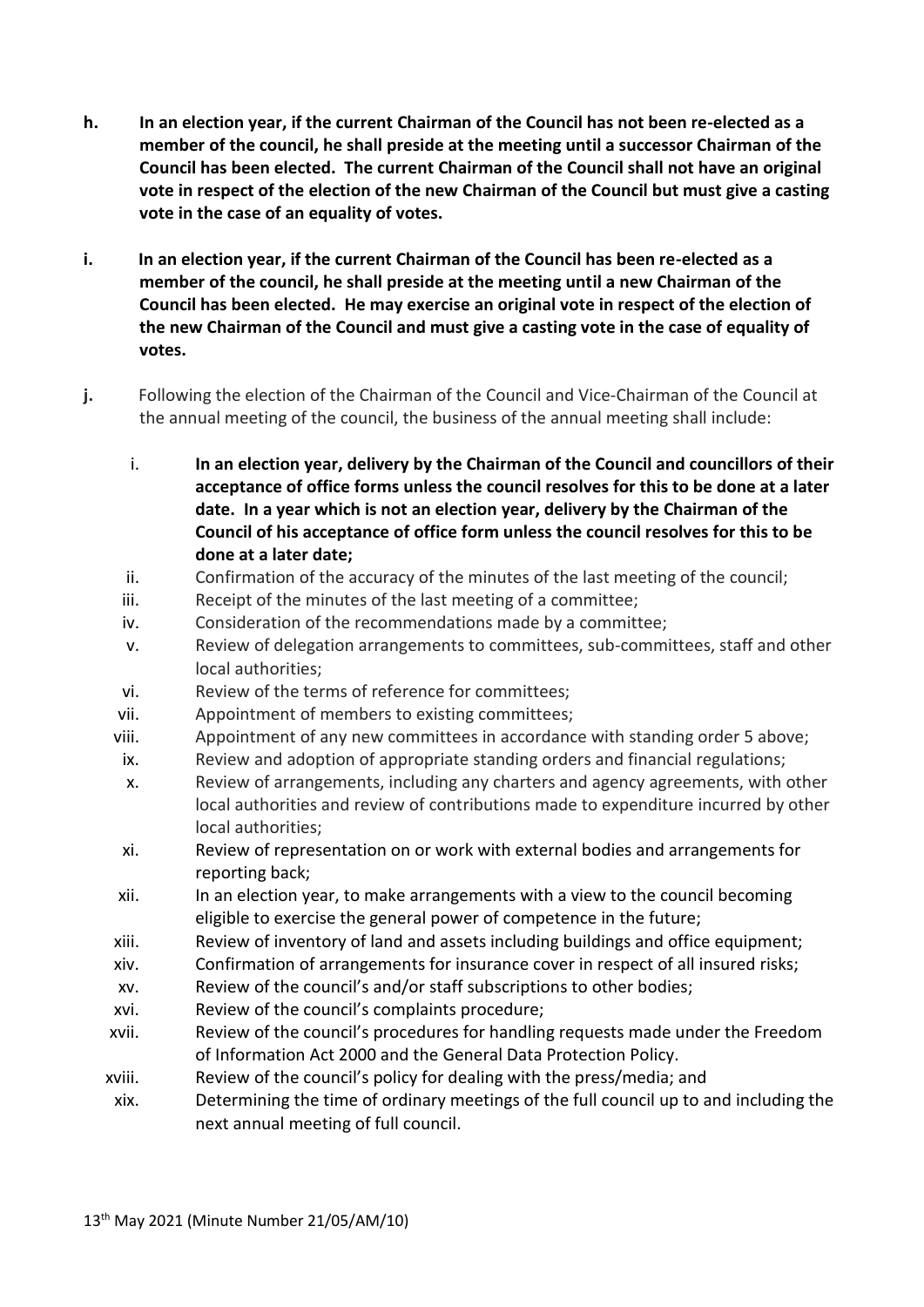h. **In an election year, if the current Chairman of the Council has not been re-elected as a member of the council, he shall preside at the meeting until a successor Chairman of the Council has been elected. The current Chairman of the Council shall not have an original vote in respect of the election of the new Chairman of the Council but must give a casting vote in the case of an equality of votes.**

i. **In an election year, if the current Chairman of the Council has been re-elected as a member of the council, he shall preside at the meeting until a new Chairman of the Council has been elected. He may exercise an original vote in respect of the election of the new Chairman of the Council and must give a casting vote in the case of equality of votes.**

j. Following the election of the Chairman of the Council and Vice-Chairman of the Council at the annual meeting of the council, the business of the annual meeting shall include:

   i. **In an election year, delivery by the Chairman of the Council and councillors of their acceptance of office forms unless the council resolves for this to be done at a later date. In a year which is not an election year, delivery by the Chairman of the Council of his acceptance of office form unless the council resolves for this to be done at a later date;**
   
   ii. Confirmation of the accuracy of the minutes of the last meeting of the council;
   
   iii. Receipt of the minutes of the last meeting of a committee;
   
   iv. Consideration of the recommendations made by a committee;
   
   v. Review of delegation arrangements to committees, sub-committees, staff and other local authorities;
   
   vi. Review of the terms of reference for committees;
   
   vii. Appointment of members to existing committees;
   
   viii. Appointment of any new committees in accordance with standing order 5 above;
   
   ix. Review and adoption of appropriate standing orders and financial regulations;
   
   x. Review of arrangements, including any charters and agency agreements, with other local authorities and review of contributions made to expenditure incurred by other local authorities;
   
   xi. Review of representation on or work with external bodies and arrangements for reporting back;
   
   xii. In an election year, to make arrangements with a view to the council becoming eligible to exercise the general power of competence in the future;
   
   xiii. Review of inventory of land and assets including buildings and office equipment;
   
   xiv. Confirmation of arrangements for insurance cover in respect of all insured risks;
   
   xv. Review of the council's and/or staff subscriptions to other bodies;
   
   xvi. Review of the council's complaints procedure;
   
   xvii. Review of the council's procedures for handling requests made under the Freedom of Information Act 2000 and the General Data Protection Policy.
   
   xviii. Review of the council's policy for dealing with the press/media; and
   
   xix. Determining the time of ordinary meetings of the full council up to and including the next annual meeting of full council.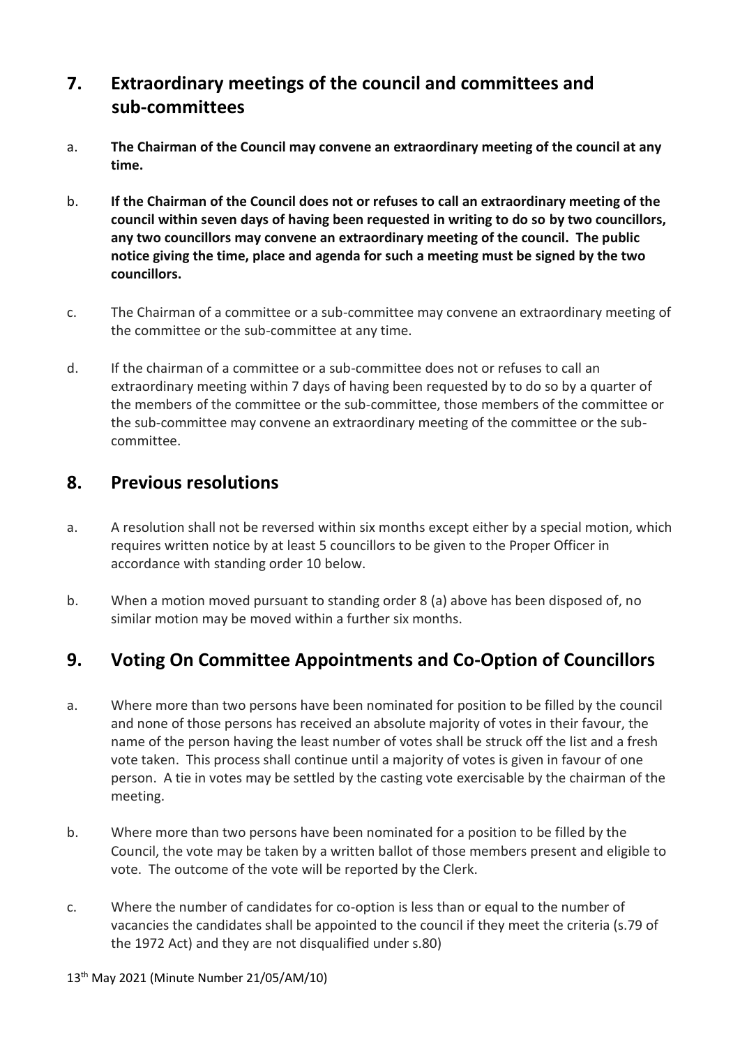## 7. Extraordinary meetings of the council and committees and sub-committees

a. **The Chairman of the Council may convene an extraordinary meeting of the council at any time.**

b. **If the Chairman of the Council does not or refuses to call an extraordinary meeting of the council within seven days of having been requested in writing to do so by two councillors, any two councillors may convene an extraordinary meeting of the council. The public notice giving the time, place and agenda for such a meeting must be signed by the two councillors.**

c. The Chairman of a committee or a sub-committee may convene an extraordinary meeting of the committee or the sub-committee at any time.

d. If the chairman of a committee or a sub-committee does not or refuses to call an extraordinary meeting within 7 days of having been requested by to do so by a quarter of the members of the committee or the sub-committee, those members of the committee or the sub-committee may convene an extraordinary meeting of the committee or the sub-committee.

## 8. Previous resolutions

a. A resolution shall not be reversed within six months except either by a special motion, which requires written notice by at least 5 councillors to be given to the Proper Officer in accordance with standing order 10 below.

b. When a motion moved pursuant to standing order 8 (a) above has been disposed of, no similar motion may be moved within a further six months.

## 9. Voting On Committee Appointments and Co-Option of Councillors

a. Where more than two persons have been nominated for position to be filled by the council and none of those persons has received an absolute majority of votes in their favour, the name of the person having the least number of votes shall be struck off the list and a fresh vote taken. This process shall continue until a majority of votes is given in favour of one person. A tie in votes may be settled by the casting vote exercisable by the chairman of the meeting.

b. Where more than two persons have been nominated for a position to be filled by the Council, the vote may be taken by a written ballot of those members present and eligible to vote. The outcome of the vote will be reported by the Clerk.

c. Where the number of candidates for co-option is less than or equal to the number of vacancies the candidates shall be appointed to the council if they meet the criteria (s.79 of the 1972 Act) and they are not disqualified under s.80)

13th May 2021 (Minute Number 21/05/AM/10)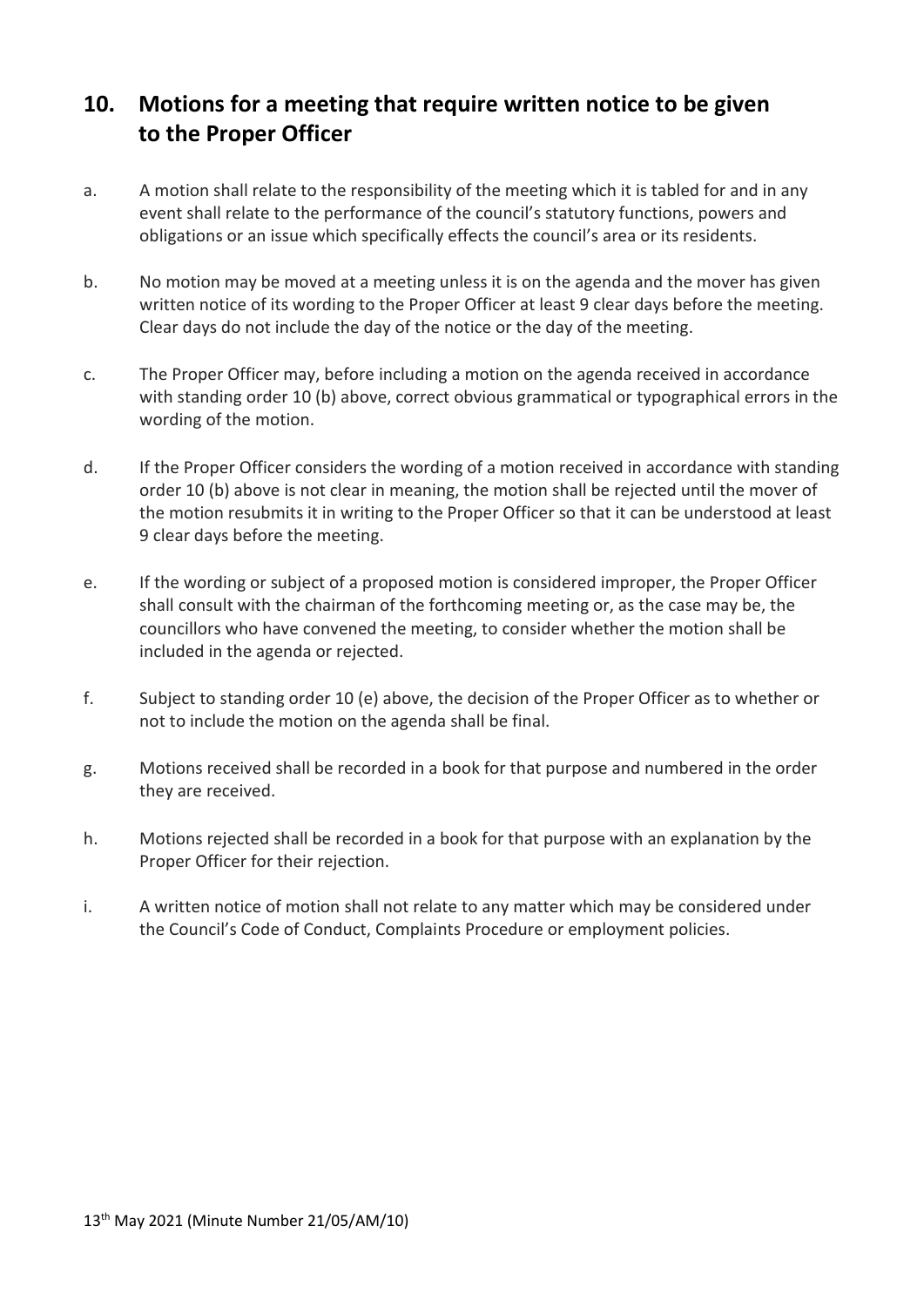## 10. Motions for a meeting that require written notice to be given to the Proper Officer

a. A motion shall relate to the responsibility of the meeting which it is tabled for and in any event shall relate to the performance of the council's statutory functions, powers and obligations or an issue which specifically effects the council's area or its residents.

b. No motion may be moved at a meeting unless it is on the agenda and the mover has given written notice of its wording to the Proper Officer at least 9 clear days before the meeting. Clear days do not include the day of the notice or the day of the meeting.

c. The Proper Officer may, before including a motion on the agenda received in accordance with standing order 10 (b) above, correct obvious grammatical or typographical errors in the wording of the motion.

d. If the Proper Officer considers the wording of a motion received in accordance with standing order 10 (b) above is not clear in meaning, the motion shall be rejected until the mover of the motion resubmits it in writing to the Proper Officer so that it can be understood at least 9 clear days before the meeting.

e. If the wording or subject of a proposed motion is considered improper, the Proper Officer shall consult with the chairman of the forthcoming meeting or, as the case may be, the councillors who have convened the meeting, to consider whether the motion shall be included in the agenda or rejected.

f. Subject to standing order 10 (e) above, the decision of the Proper Officer as to whether or not to include the motion on the agenda shall be final.

g. Motions received shall be recorded in a book for that purpose and numbered in the order they are received.

h. Motions rejected shall be recorded in a book for that purpose with an explanation by the Proper Officer for their rejection.

i. A written notice of motion shall not relate to any matter which may be considered under the Council's Code of Conduct, Complaints Procedure or employment policies.

13th May 2021 (Minute Number 21/05/AM/10)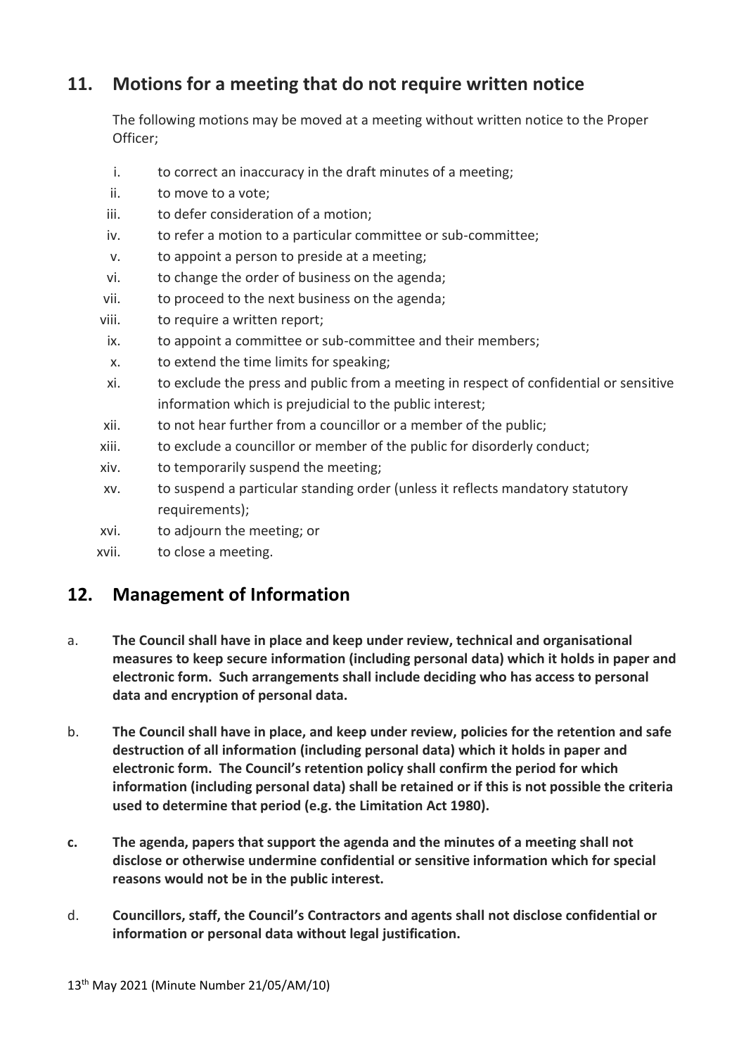## 11. Motions for a meeting that do not require written notice

The following motions may be moved at a meeting without written notice to the Proper Officer;

i. to correct an inaccuracy in the draft minutes of a meeting;
ii. to move to a vote;
iii. to defer consideration of a motion;
iv. to refer a motion to a particular committee or sub-committee;
v. to appoint a person to preside at a meeting;
vi. to change the order of business on the agenda;
vii. to proceed to the next business on the agenda;
viii. to require a written report;
ix. to appoint a committee or sub-committee and their members;
x. to extend the time limits for speaking;
xi. to exclude the press and public from a meeting in respect of confidential or sensitive information which is prejudicial to the public interest;
xii. to not hear further from a councillor or a member of the public;
xiii. to exclude a councillor or member of the public for disorderly conduct;
xiv. to temporarily suspend the meeting;
xv. to suspend a particular standing order (unless it reflects mandatory statutory requirements);
xvi. to adjourn the meeting; or
xvii. to close a meeting.

## 12. Management of Information

a. **The Council shall have in place and keep under review, technical and organisational measures to keep secure information (including personal data) which it holds in paper and electronic form. Such arrangements shall include deciding who has access to personal data and encryption of personal data.**

b. **The Council shall have in place, and keep under review, policies for the retention and safe destruction of all information (including personal data) which it holds in paper and electronic form. The Council's retention policy shall confirm the period for which information (including personal data) shall be retained or if this is not possible the criteria used to determine that period (e.g. the Limitation Act 1980).**

**c. The agenda, papers that support the agenda and the minutes of a meeting shall not disclose or otherwise undermine confidential or sensitive information which for special reasons would not be in the public interest.**

d. **Councillors, staff, the Council's Contractors and agents shall not disclose confidential or information or personal data without legal justification.**

13th May 2021 (Minute Number 21/05/AM/10)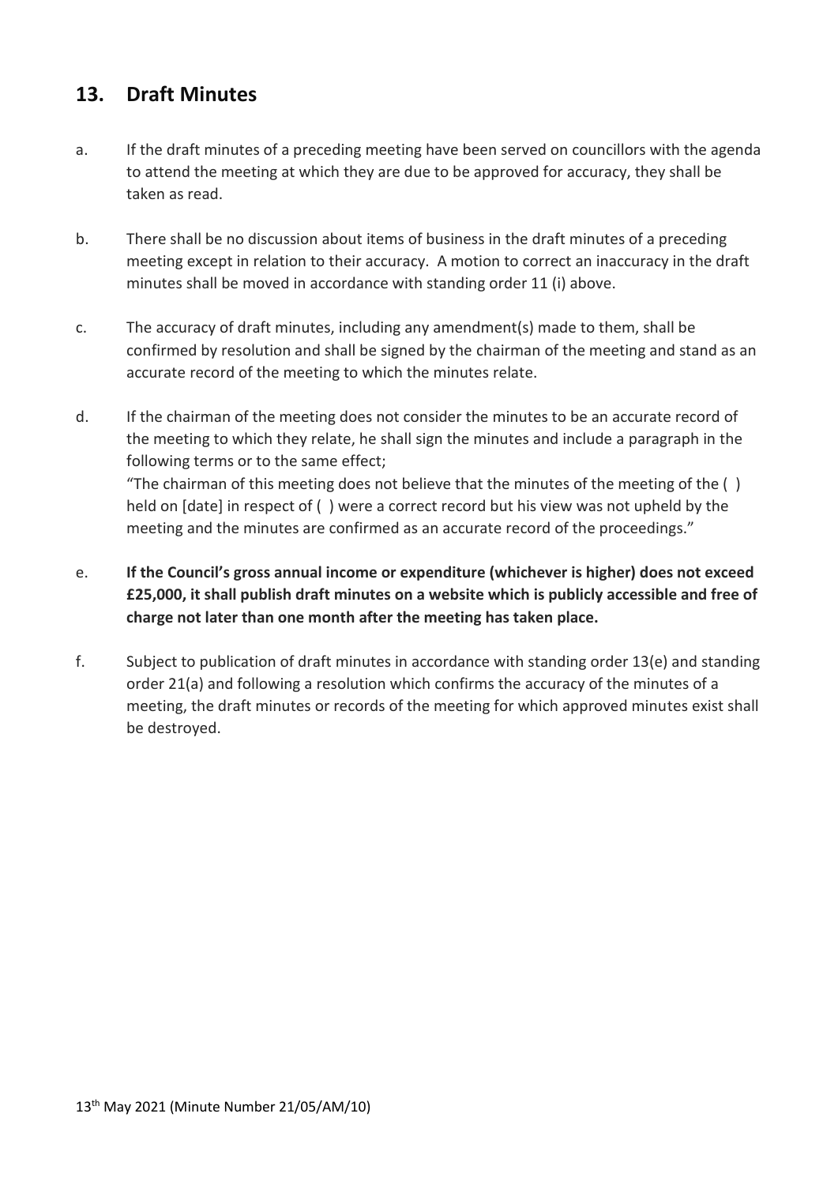## 13. Draft Minutes

a. If the draft minutes of a preceding meeting have been served on councillors with the agenda to attend the meeting at which they are due to be approved for accuracy, they shall be taken as read.

b. There shall be no discussion about items of business in the draft minutes of a preceding meeting except in relation to their accuracy. A motion to correct an inaccuracy in the draft minutes shall be moved in accordance with standing order 11 (i) above.

c. The accuracy of draft minutes, including any amendment(s) made to them, shall be confirmed by resolution and shall be signed by the chairman of the meeting and stand as an accurate record of the meeting to which the minutes relate.

d. If the chairman of the meeting does not consider the minutes to be an accurate record of the meeting to which they relate, he shall sign the minutes and include a paragraph in the following terms or to the same effect;
"The chairman of this meeting does not believe that the minutes of the meeting of the ( ) held on [date] in respect of ( ) were a correct record but his view was not upheld by the meeting and the minutes are confirmed as an accurate record of the proceedings."

e. **If the Council's gross annual income or expenditure (whichever is higher) does not exceed £25,000, it shall publish draft minutes on a website which is publicly accessible and free of charge not later than one month after the meeting has taken place.**

f. Subject to publication of draft minutes in accordance with standing order 13(e) and standing order 21(a) and following a resolution which confirms the accuracy of the minutes of a meeting, the draft minutes or records of the meeting for which approved minutes exist shall be destroyed.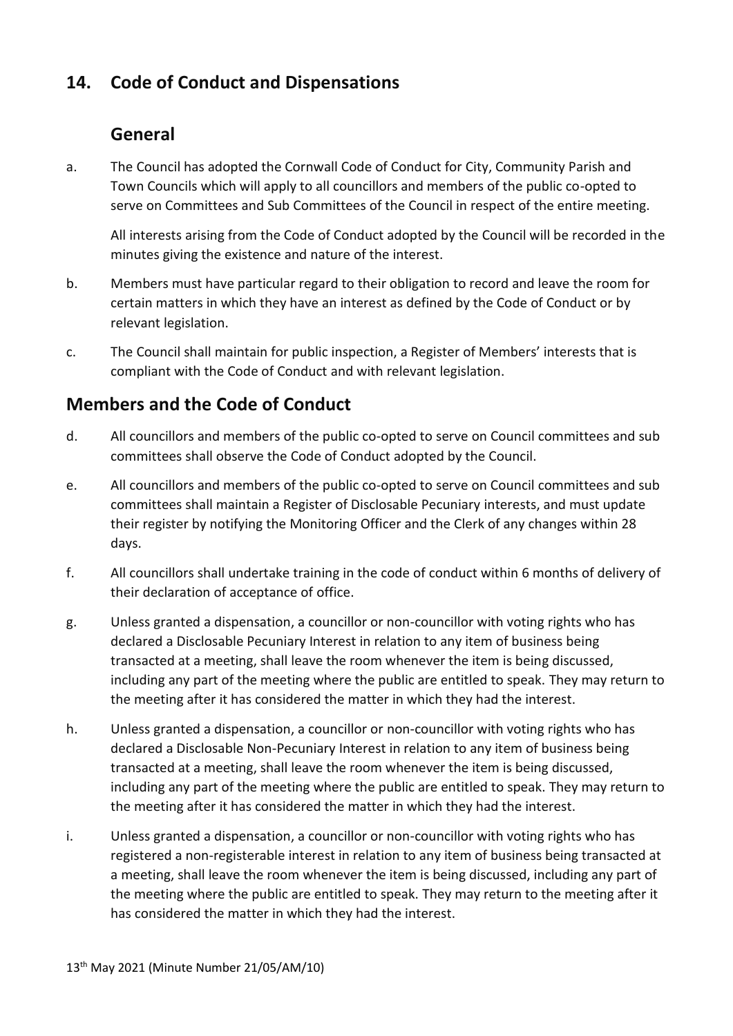## 14. Code of Conduct and Dispensations

### General

a. The Council has adopted the Cornwall Code of Conduct for City, Community Parish and Town Councils which will apply to all councillors and members of the public co-opted to serve on Committees and Sub Committees of the Council in respect of the entire meeting.

All interests arising from the Code of Conduct adopted by the Council will be recorded in the minutes giving the existence and nature of the interest.

b. Members must have particular regard to their obligation to record and leave the room for certain matters in which they have an interest as defined by the Code of Conduct or by relevant legislation.

c. The Council shall maintain for public inspection, a Register of Members' interests that is compliant with the Code of Conduct and with relevant legislation.

### Members and the Code of Conduct

d. All councillors and members of the public co-opted to serve on Council committees and sub committees shall observe the Code of Conduct adopted by the Council.

e. All councillors and members of the public co-opted to serve on Council committees and sub committees shall maintain a Register of Disclosable Pecuniary interests, and must update their register by notifying the Monitoring Officer and the Clerk of any changes within 28 days.

f. All councillors shall undertake training in the code of conduct within 6 months of delivery of their declaration of acceptance of office.

g. Unless granted a dispensation, a councillor or non-councillor with voting rights who has declared a Disclosable Pecuniary Interest in relation to any item of business being transacted at a meeting, shall leave the room whenever the item is being discussed, including any part of the meeting where the public are entitled to speak. They may return to the meeting after it has considered the matter in which they had the interest.

h. Unless granted a dispensation, a councillor or non-councillor with voting rights who has declared a Disclosable Non-Pecuniary Interest in relation to any item of business being transacted at a meeting, shall leave the room whenever the item is being discussed, including any part of the meeting where the public are entitled to speak. They may return to the meeting after it has considered the matter in which they had the interest.

i. Unless granted a dispensation, a councillor or non-councillor with voting rights who has registered a non-registerable interest in relation to any item of business being transacted at a meeting, shall leave the room whenever the item is being discussed, including any part of the meeting where the public are entitled to speak. They may return to the meeting after it has considered the matter in which they had the interest.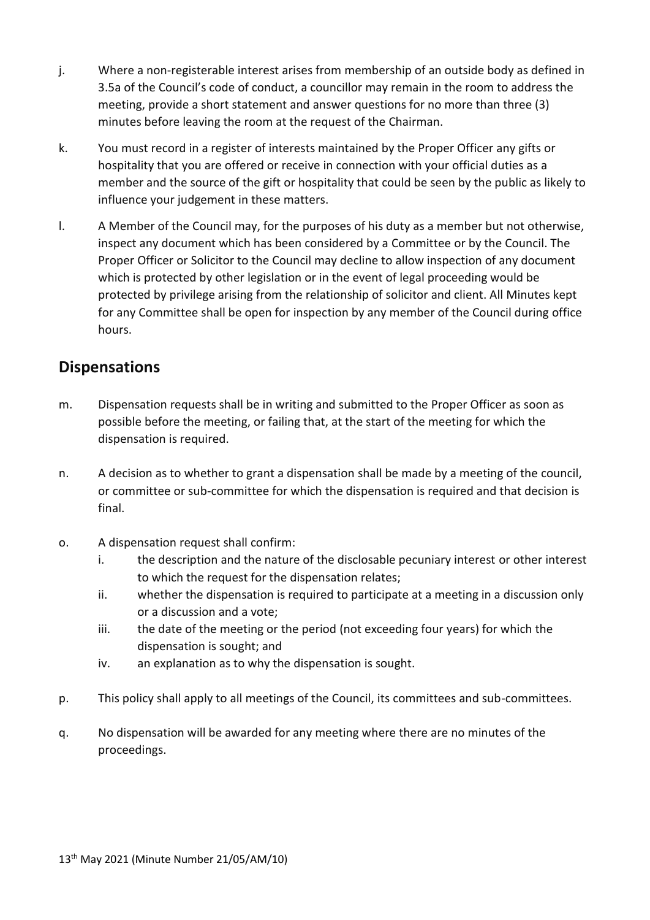j. Where a non-registerable interest arises from membership of an outside body as defined in 3.5a of the Council's code of conduct, a councillor may remain in the room to address the meeting, provide a short statement and answer questions for no more than three (3) minutes before leaving the room at the request of the Chairman.

k. You must record in a register of interests maintained by the Proper Officer any gifts or hospitality that you are offered or receive in connection with your official duties as a member and the source of the gift or hospitality that could be seen by the public as likely to influence your judgement in these matters.

l. A Member of the Council may, for the purposes of his duty as a member but not otherwise, inspect any document which has been considered by a Committee or by the Council. The Proper Officer or Solicitor to the Council may decline to allow inspection of any document which is protected by other legislation or in the event of legal proceeding would be protected by privilege arising from the relationship of solicitor and client. All Minutes kept for any Committee shall be open for inspection by any member of the Council during office hours.

## Dispensations

m. Dispensation requests shall be in writing and submitted to the Proper Officer as soon as possible before the meeting, or failing that, at the start of the meeting for which the dispensation is required.

n. A decision as to whether to grant a dispensation shall be made by a meeting of the council, or committee or sub-committee for which the dispensation is required and that decision is final.

o. A dispensation request shall confirm:
   i. the description and the nature of the disclosable pecuniary interest or other interest to which the request for the dispensation relates;
   ii. whether the dispensation is required to participate at a meeting in a discussion only or a discussion and a vote;
   iii. the date of the meeting or the period (not exceeding four years) for which the dispensation is sought; and
   iv. an explanation as to why the dispensation is sought.

p. This policy shall apply to all meetings of the Council, its committees and sub-committees.

q. No dispensation will be awarded for any meeting where there are no minutes of the proceedings.

13th May 2021 (Minute Number 21/05/AM/10)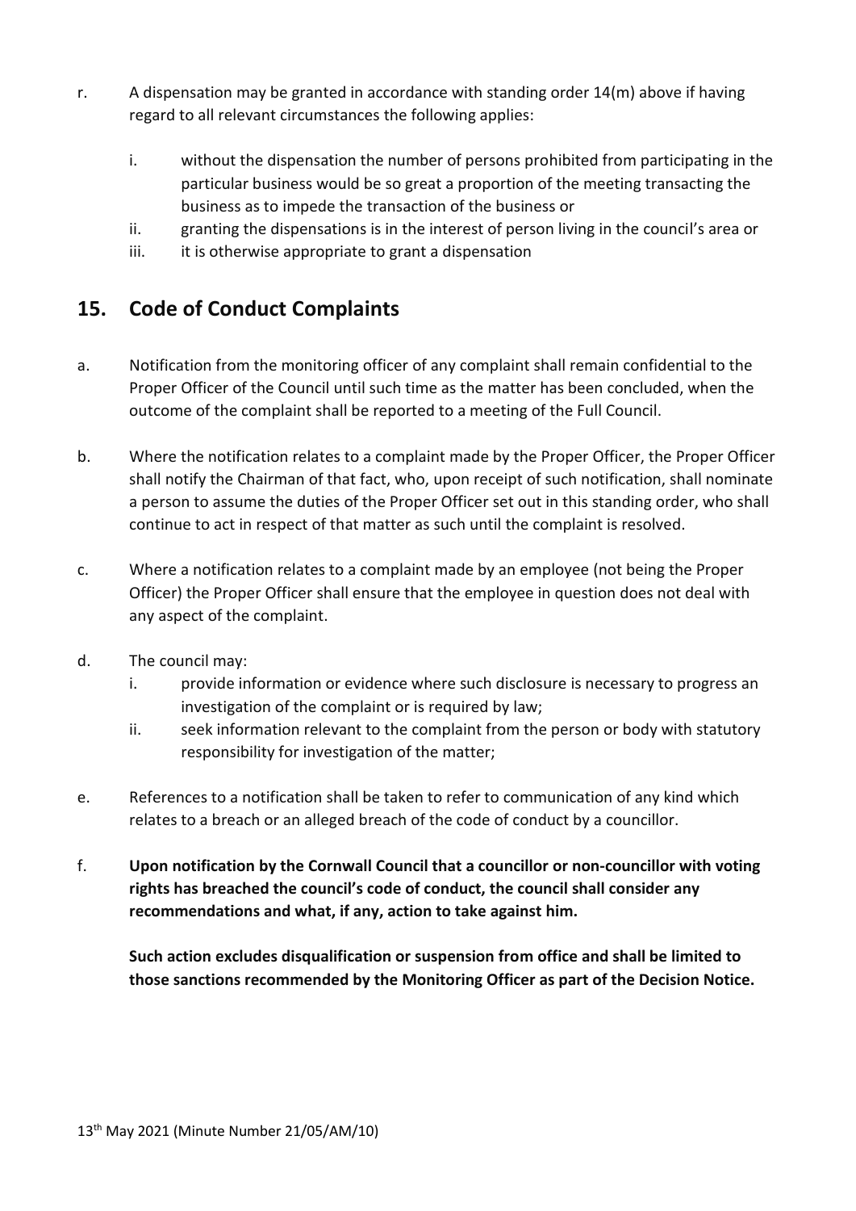r. A dispensation may be granted in accordance with standing order 14(m) above if having regard to all relevant circumstances the following applies:

   i. without the dispensation the number of persons prohibited from participating in the particular business would be so great a proportion of the meeting transacting the business as to impede the transaction of the business or
   ii. granting the dispensations is in the interest of person living in the council's area or
   iii. it is otherwise appropriate to grant a dispensation

## 15. Code of Conduct Complaints

a. Notification from the monitoring officer of any complaint shall remain confidential to the Proper Officer of the Council until such time as the matter has been concluded, when the outcome of the complaint shall be reported to a meeting of the Full Council.

b. Where the notification relates to a complaint made by the Proper Officer, the Proper Officer shall notify the Chairman of that fact, who, upon receipt of such notification, shall nominate a person to assume the duties of the Proper Officer set out in this standing order, who shall continue to act in respect of that matter as such until the complaint is resolved.

c. Where a notification relates to a complaint made by an employee (not being the Proper Officer) the Proper Officer shall ensure that the employee in question does not deal with any aspect of the complaint.

d. The council may:
   i. provide information or evidence where such disclosure is necessary to progress an investigation of the complaint or is required by law;
   ii. seek information relevant to the complaint from the person or body with statutory responsibility for investigation of the matter;

e. References to a notification shall be taken to refer to communication of any kind which relates to a breach or an alleged breach of the code of conduct by a councillor.

f. **Upon notification by the Cornwall Council that a councillor or non-councillor with voting rights has breached the council's code of conduct, the council shall consider any recommendations and what, if any, action to take against him.**

   **Such action excludes disqualification or suspension from office and shall be limited to those sanctions recommended by the Monitoring Officer as part of the Decision Notice.**

13th May 2021 (Minute Number 21/05/AM/10)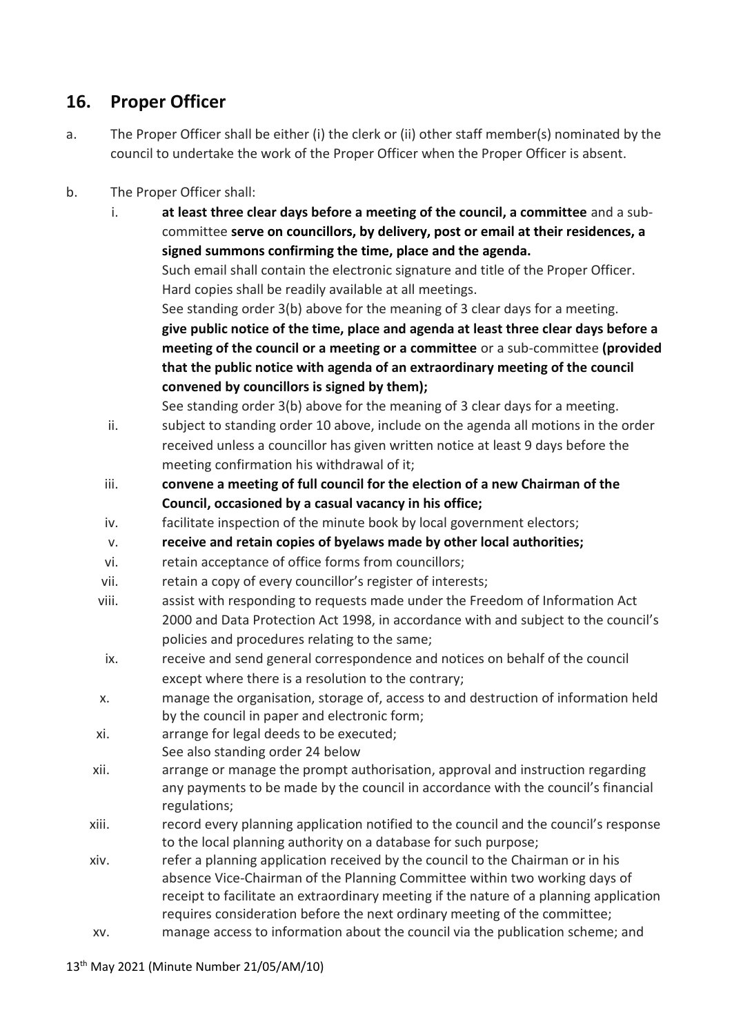## 16. Proper Officer

a. The Proper Officer shall be either (i) the clerk or (ii) other staff member(s) nominated by the council to undertake the work of the Proper Officer when the Proper Officer is absent.

b. The Proper Officer shall:

   i. **at least three clear days before a meeting of the council, a committee** and a sub-committee **serve on councillors, by delivery, post or email at their residences, a signed summons confirming the time, place and the agenda.**
   Such email shall contain the electronic signature and title of the Proper Officer. Hard copies shall be readily available at all meetings.
   See standing order 3(b) above for the meaning of 3 clear days for a meeting.
   **give public notice of the time, place and agenda at least three clear days before a meeting of the council or a meeting or a committee** or a sub-committee **(provided that the public notice with agenda of an extraordinary meeting of the council convened by councillors is signed by them);**
   See standing order 3(b) above for the meaning of 3 clear days for a meeting.

   ii. subject to standing order 10 above, include on the agenda all motions in the order received unless a councillor has given written notice at least 9 days before the meeting confirmation his withdrawal of it;

   iii. **convene a meeting of full council for the election of a new Chairman of the Council, occasioned by a casual vacancy in his office;**

   iv. facilitate inspection of the minute book by local government electors;

   v. **receive and retain copies of byelaws made by other local authorities;**

   vi. retain acceptance of office forms from councillors;

   vii. retain a copy of every councillor's register of interests;

   viii. assist with responding to requests made under the Freedom of Information Act 2000 and Data Protection Act 1998, in accordance with and subject to the council's policies and procedures relating to the same;

   ix. receive and send general correspondence and notices on behalf of the council except where there is a resolution to the contrary;

   x. manage the organisation, storage of, access to and destruction of information held by the council in paper and electronic form;

   xi. arrange for legal deeds to be executed;
   See also standing order 24 below

   xii. arrange or manage the prompt authorisation, approval and instruction regarding any payments to be made by the council in accordance with the council's financial regulations;

   xiii. record every planning application notified to the council and the council's response to the local planning authority on a database for such purpose;

   xiv. refer a planning application received by the council to the Chairman or in his absence Vice-Chairman of the Planning Committee within two working days of receipt to facilitate an extraordinary meeting if the nature of a planning application requires consideration before the next ordinary meeting of the committee;

   xv. manage access to information about the council via the publication scheme; and

13th May 2021 (Minute Number 21/05/AM/10)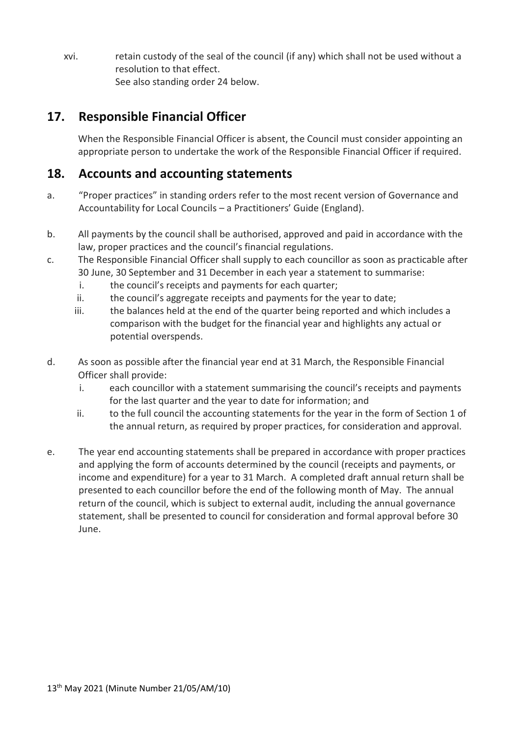xvi. retain custody of the seal of the council (if any) which shall not be used without a resolution to that effect.
See also standing order 24 below.

## 17. Responsible Financial Officer

When the Responsible Financial Officer is absent, the Council must consider appointing an appropriate person to undertake the work of the Responsible Financial Officer if required.

## 18. Accounts and accounting statements

a. "Proper practices" in standing orders refer to the most recent version of Governance and Accountability for Local Councils – a Practitioners' Guide (England).

b. All payments by the council shall be authorised, approved and paid in accordance with the law, proper practices and the council's financial regulations.

c. The Responsible Financial Officer shall supply to each councillor as soon as practicable after 30 June, 30 September and 31 December in each year a statement to summarise:
   i. the council's receipts and payments for each quarter;
   ii. the council's aggregate receipts and payments for the year to date;
   iii. the balances held at the end of the quarter being reported and which includes a comparison with the budget for the financial year and highlights any actual or potential overspends.

d. As soon as possible after the financial year end at 31 March, the Responsible Financial Officer shall provide:
   i. each councillor with a statement summarising the council's receipts and payments for the last quarter and the year to date for information; and
   ii. to the full council the accounting statements for the year in the form of Section 1 of the annual return, as required by proper practices, for consideration and approval.

e. The year end accounting statements shall be prepared in accordance with proper practices and applying the form of accounts determined by the council (receipts and payments, or income and expenditure) for a year to 31 March. A completed draft annual return shall be presented to each councillor before the end of the following month of May. The annual return of the council, which is subject to external audit, including the annual governance statement, shall be presented to council for consideration and formal approval before 30 June.

13th May 2021 (Minute Number 21/05/AM/10)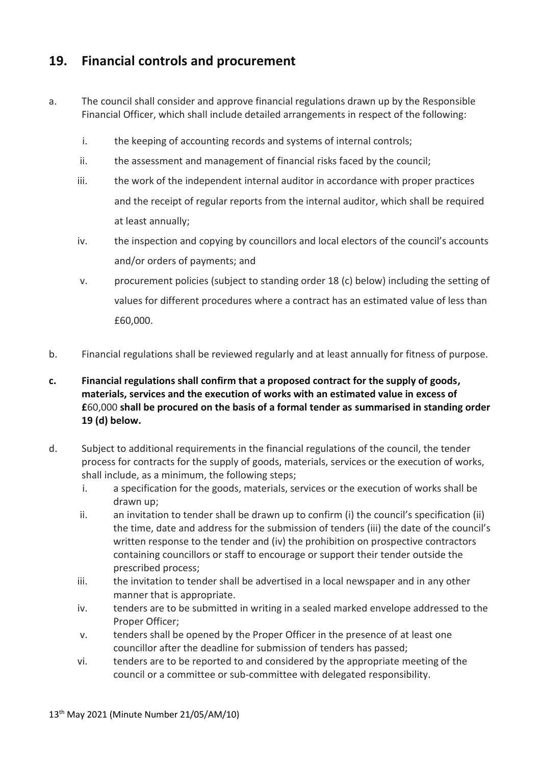## 19. Financial controls and procurement

a. The council shall consider and approve financial regulations drawn up by the Responsible Financial Officer, which shall include detailed arrangements in respect of the following:

   i. the keeping of accounting records and systems of internal controls;

   ii. the assessment and management of financial risks faced by the council;

   iii. the work of the independent internal auditor in accordance with proper practices and the receipt of regular reports from the internal auditor, which shall be required at least annually;

   iv. the inspection and copying by councillors and local electors of the council's accounts and/or orders of payments; and

   v. procurement policies (subject to standing order 18 (c) below) including the setting of values for different procedures where a contract has an estimated value of less than £60,000.

b. Financial regulations shall be reviewed regularly and at least annually for fitness of purpose.

**c. Financial regulations shall confirm that a proposed contract for the supply of goods, materials, services and the execution of works with an estimated value in excess of £**60,000 **shall be procured on the basis of a formal tender as summarised in standing order 19 (d) below.**

d. Subject to additional requirements in the financial regulations of the council, the tender process for contracts for the supply of goods, materials, services or the execution of works, shall include, as a minimum, the following steps;

   i. a specification for the goods, materials, services or the execution of works shall be drawn up;

   ii. an invitation to tender shall be drawn up to confirm (i) the council's specification (ii) the time, date and address for the submission of tenders (iii) the date of the council's written response to the tender and (iv) the prohibition on prospective contractors containing councillors or staff to encourage or support their tender outside the prescribed process;

   iii. the invitation to tender shall be advertised in a local newspaper and in any other manner that is appropriate.

   iv. tenders are to be submitted in writing in a sealed marked envelope addressed to the Proper Officer;

   v. tenders shall be opened by the Proper Officer in the presence of at least one councillor after the deadline for submission of tenders has passed;

   vi. tenders are to be reported to and considered by the appropriate meeting of the council or a committee or sub-committee with delegated responsibility.

13th May 2021 (Minute Number 21/05/AM/10)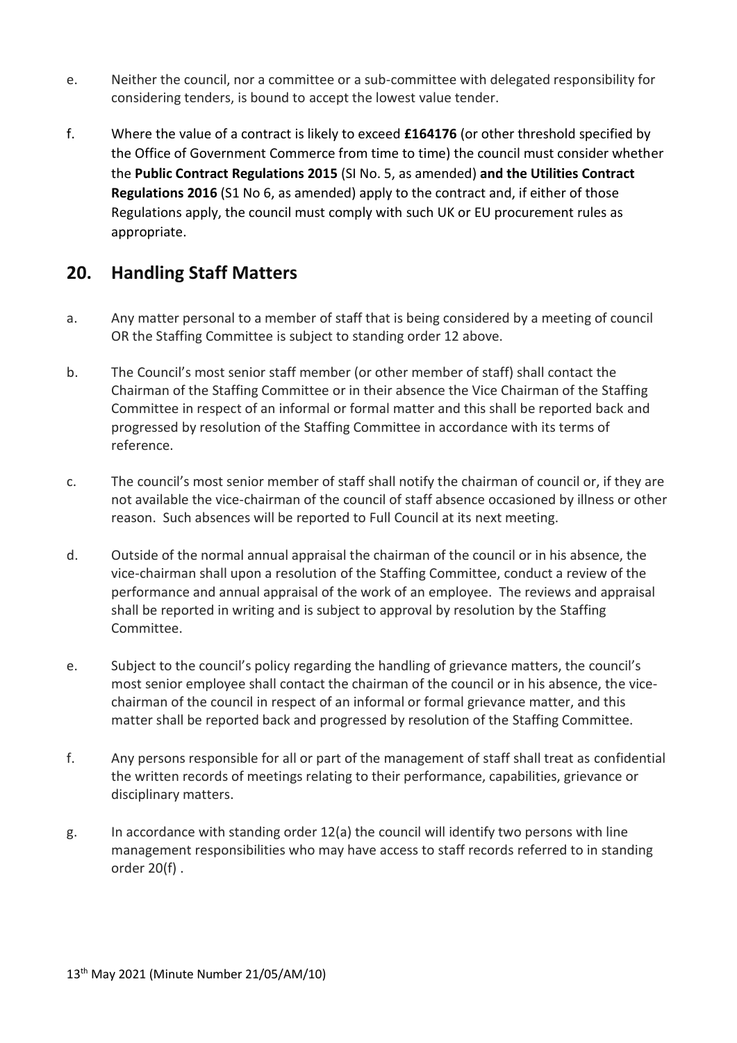e. Neither the council, nor a committee or a sub-committee with delegated responsibility for considering tenders, is bound to accept the lowest value tender.

f. Where the value of a contract is likely to exceed **£164176** (or other threshold specified by the Office of Government Commerce from time to time) the council must consider whether the **Public Contract Regulations 2015** (SI No. 5, as amended) **and the Utilities Contract Regulations 2016** (S1 No 6, as amended) apply to the contract and, if either of those Regulations apply, the council must comply with such UK or EU procurement rules as appropriate.

## 20. Handling Staff Matters

a. Any matter personal to a member of staff that is being considered by a meeting of council OR the Staffing Committee is subject to standing order 12 above.

b. The Council's most senior staff member (or other member of staff) shall contact the Chairman of the Staffing Committee or in their absence the Vice Chairman of the Staffing Committee in respect of an informal or formal matter and this shall be reported back and progressed by resolution of the Staffing Committee in accordance with its terms of reference.

c. The council's most senior member of staff shall notify the chairman of council or, if they are not available the vice-chairman of the council of staff absence occasioned by illness or other reason. Such absences will be reported to Full Council at its next meeting.

d. Outside of the normal annual appraisal the chairman of the council or in his absence, the vice-chairman shall upon a resolution of the Staffing Committee, conduct a review of the performance and annual appraisal of the work of an employee. The reviews and appraisal shall be reported in writing and is subject to approval by resolution by the Staffing Committee.

e. Subject to the council's policy regarding the handling of grievance matters, the council's most senior employee shall contact the chairman of the council or in his absence, the vice-chairman of the council in respect of an informal or formal grievance matter, and this matter shall be reported back and progressed by resolution of the Staffing Committee.

f. Any persons responsible for all or part of the management of staff shall treat as confidential the written records of meetings relating to their performance, capabilities, grievance or disciplinary matters.

g. In accordance with standing order 12(a) the council will identify two persons with line management responsibilities who may have access to staff records referred to in standing order 20(f) .

13th May 2021 (Minute Number 21/05/AM/10)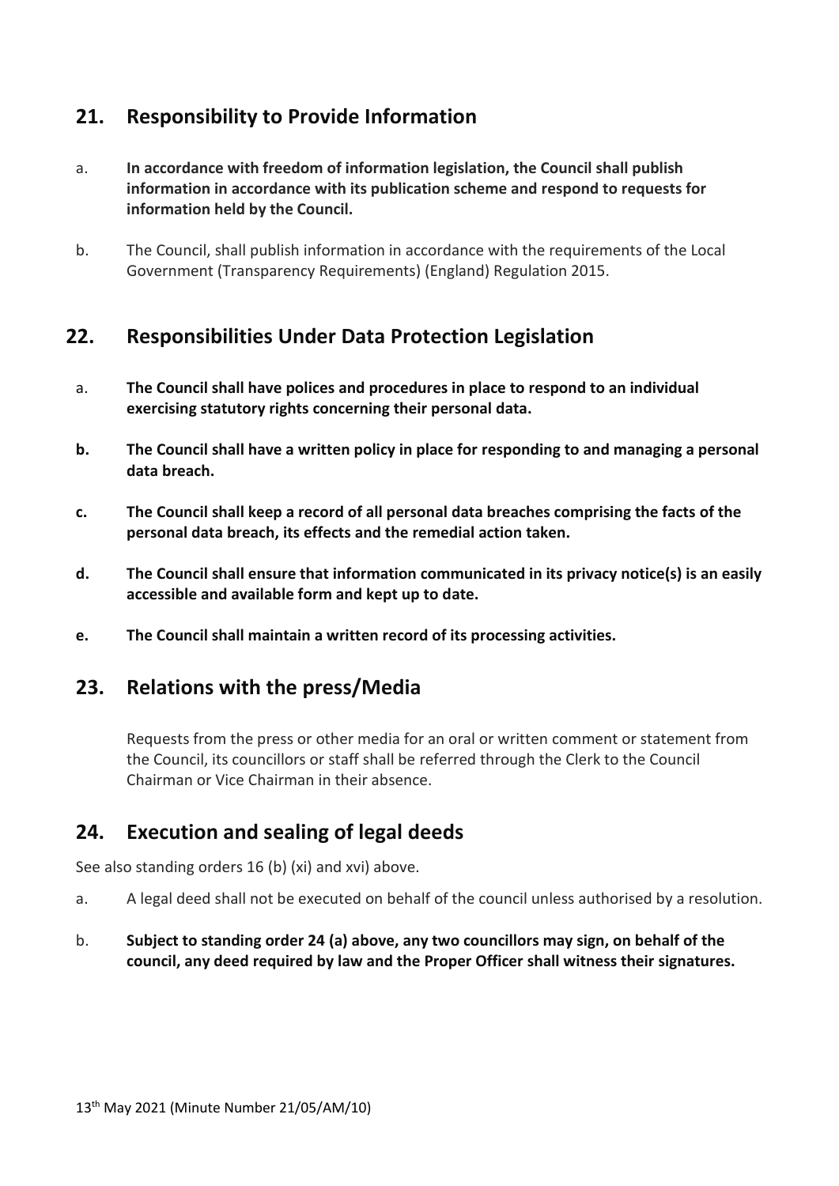## 21. Responsibility to Provide Information

a. **In accordance with freedom of information legislation, the Council shall publish information in accordance with its publication scheme and respond to requests for information held by the Council.**

b. The Council, shall publish information in accordance with the requirements of the Local Government (Transparency Requirements) (England) Regulation 2015.

## 22. Responsibilities Under Data Protection Legislation

a. **The Council shall have polices and procedures in place to respond to an individual exercising statutory rights concerning their personal data.**

**b. The Council shall have a written policy in place for responding to and managing a personal data breach.**

**c. The Council shall keep a record of all personal data breaches comprising the facts of the personal data breach, its effects and the remedial action taken.**

**d. The Council shall ensure that information communicated in its privacy notice(s) is an easily accessible and available form and kept up to date.**

**e. The Council shall maintain a written record of its processing activities.**

## 23. Relations with the press/Media

Requests from the press or other media for an oral or written comment or statement from the Council, its councillors or staff shall be referred through the Clerk to the Council Chairman or Vice Chairman in their absence.

## 24. Execution and sealing of legal deeds

See also standing orders 16 (b) (xi) and xvi) above.

a. A legal deed shall not be executed on behalf of the council unless authorised by a resolution.

b. **Subject to standing order 24 (a) above, any two councillors may sign, on behalf of the council, any deed required by law and the Proper Officer shall witness their signatures.**

13th May 2021 (Minute Number 21/05/AM/10)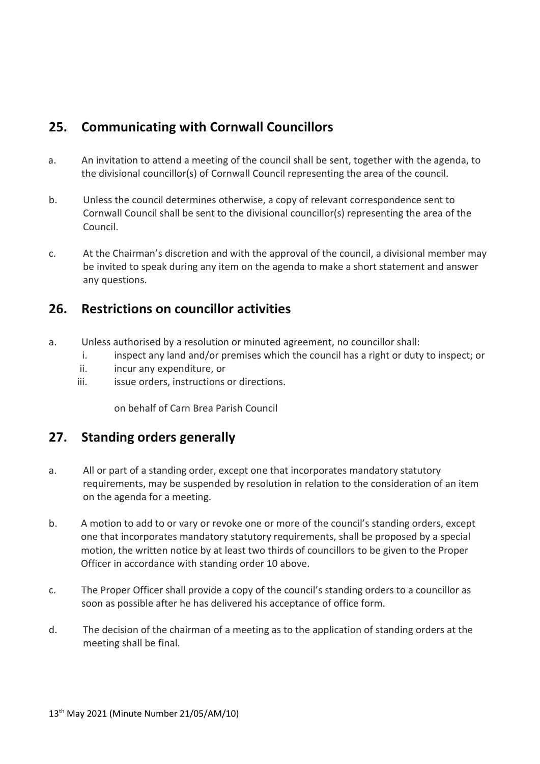## 25. Communicating with Cornwall Councillors

a. An invitation to attend a meeting of the council shall be sent, together with the agenda, to the divisional councillor(s) of Cornwall Council representing the area of the council.

b. Unless the council determines otherwise, a copy of relevant correspondence sent to Cornwall Council shall be sent to the divisional councillor(s) representing the area of the Council.

c. At the Chairman's discretion and with the approval of the council, a divisional member may be invited to speak during any item on the agenda to make a short statement and answer any questions.

## 26. Restrictions on councillor activities

a. Unless authorised by a resolution or minuted agreement, no councillor shall:
   i. inspect any land and/or premises which the council has a right or duty to inspect; or
   ii. incur any expenditure, or
   iii. issue orders, instructions or directions.

   on behalf of Carn Brea Parish Council

## 27. Standing orders generally

a. All or part of a standing order, except one that incorporates mandatory statutory requirements, may be suspended by resolution in relation to the consideration of an item on the agenda for a meeting.

b. A motion to add to or vary or revoke one or more of the council's standing orders, except one that incorporates mandatory statutory requirements, shall be proposed by a special motion, the written notice by at least two thirds of councillors to be given to the Proper Officer in accordance with standing order 10 above.

c. The Proper Officer shall provide a copy of the council's standing orders to a councillor as soon as possible after he has delivered his acceptance of office form.

d. The decision of the chairman of a meeting as to the application of standing orders at the meeting shall be final.

13th May 2021 (Minute Number 21/05/AM/10)